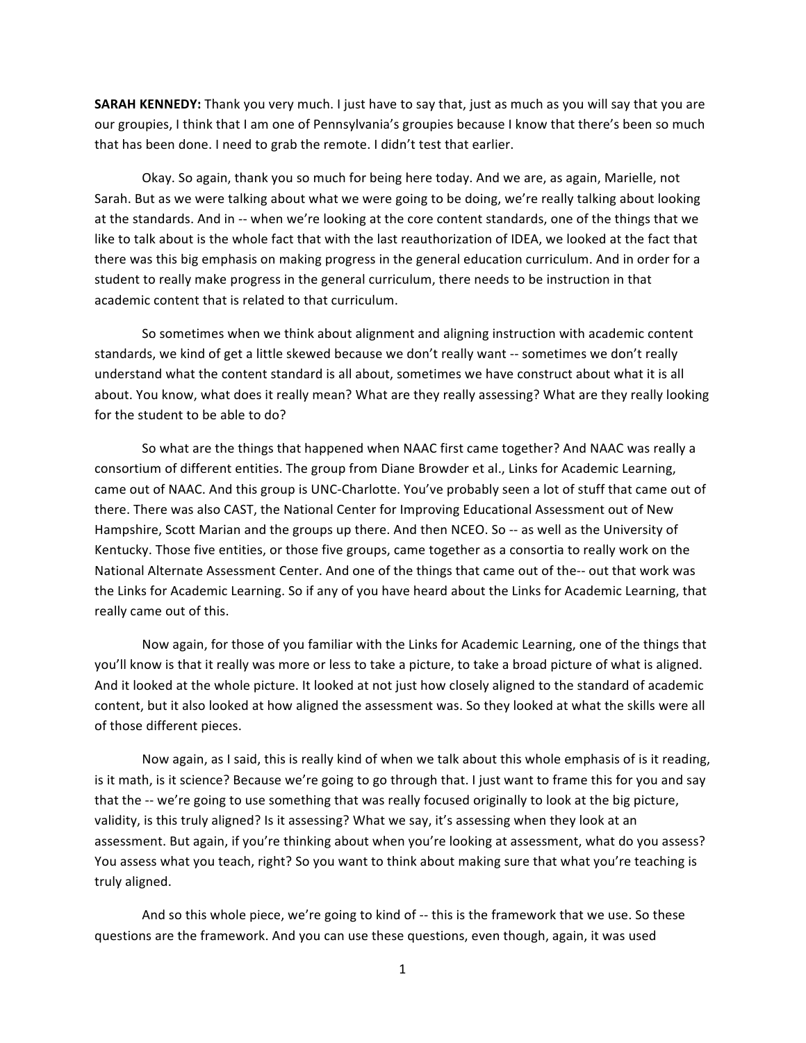**SARAH KENNEDY:** Thank you very much. I just have to say that, just as much as you will say that you are our groupies, I think that I am one of Pennsylvania's groupies because I know that there's been so much that has been done. I need to grab the remote. I didn't test that earlier.

Okay. So again, thank you so much for being here today. And we are, as again, Marielle, not Sarah. But as we were talking about what we were going to be doing, we're really talking about looking at the standards. And in -- when we're looking at the core content standards, one of the things that we like to talk about is the whole fact that with the last reauthorization of IDEA, we looked at the fact that there was this big emphasis on making progress in the general education curriculum. And in order for a student to really make progress in the general curriculum, there needs to be instruction in that academic content that is related to that curriculum.

So sometimes when we think about alignment and aligning instruction with academic content standards, we kind of get a little skewed because we don't really want -- sometimes we don't really understand what the content standard is all about, sometimes we have construct about what it is all about. You know, what does it really mean? What are they really assessing? What are they really looking for the student to be able to do?

So what are the things that happened when NAAC first came together? And NAAC was really a consortium of different entities. The group from Diane Browder et al., Links for Academic Learning, came out of NAAC. And this group is UNC-Charlotte. You've probably seen a lot of stuff that came out of there. There was also CAST, the National Center for Improving Educational Assessment out of New Hampshire, Scott Marian and the groups up there. And then NCEO. So -- as well as the University of Kentucky. Those five entities, or those five groups, came together as a consortia to really work on the National Alternate Assessment Center. And one of the things that came out of the-- out that work was the Links for Academic Learning. So if any of you have heard about the Links for Academic Learning, that really came out of this.

Now again, for those of you familiar with the Links for Academic Learning, one of the things that you'll know is that it really was more or less to take a picture, to take a broad picture of what is aligned. And it looked at the whole picture. It looked at not just how closely aligned to the standard of academic content, but it also looked at how aligned the assessment was. So they looked at what the skills were all of those different pieces.

Now again, as I said, this is really kind of when we talk about this whole emphasis of is it reading, is it math, is it science? Because we're going to go through that. I just want to frame this for you and say that the -- we're going to use something that was really focused originally to look at the big picture, validity, is this truly aligned? Is it assessing? What we say, it's assessing when they look at an assessment. But again, if you're thinking about when you're looking at assessment, what do you assess? You assess what you teach, right? So you want to think about making sure that what you're teaching is truly aligned.

And so this whole piece, we're going to kind of -- this is the framework that we use. So these questions are the framework. And you can use these questions, even though, again, it was used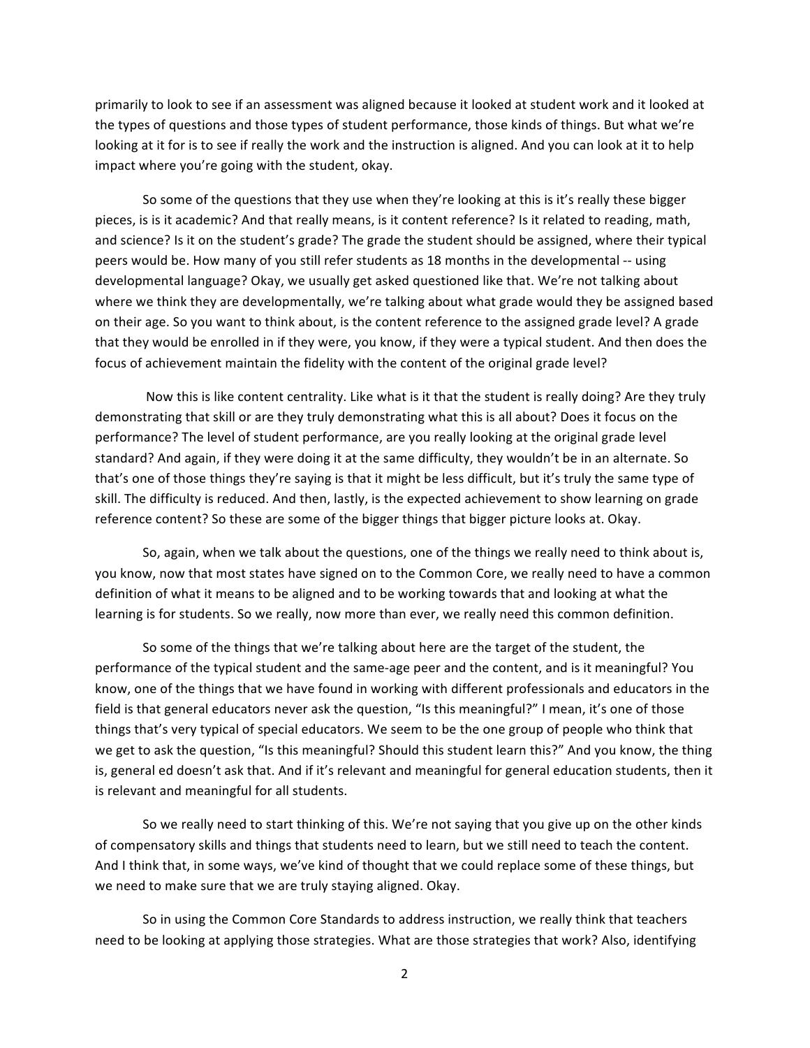primarily to look to see if an assessment was aligned because it looked at student work and it looked at the types of questions and those types of student performance, those kinds of things. But what we're looking at it for is to see if really the work and the instruction is aligned. And you can look at it to help impact where you're going with the student, okay.

So some of the questions that they use when they're looking at this is it's really these bigger pieces, is is it academic? And that really means, is it content reference? Is it related to reading, math, and science? Is it on the student's grade? The grade the student should be assigned, where their typical peers would be. How many of you still refer students as 18 months in the developmental -- using developmental language? Okay, we usually get asked questioned like that. We're not talking about where we think they are developmentally, we're talking about what grade would they be assigned based on their age. So you want to think about, is the content reference to the assigned grade level? A grade that they would be enrolled in if they were, you know, if they were a typical student. And then does the focus of achievement maintain the fidelity with the content of the original grade level?

Now this is like content centrality. Like what is it that the student is really doing? Are they truly demonstrating that skill or are they truly demonstrating what this is all about? Does it focus on the performance? The level of student performance, are you really looking at the original grade level standard? And again, if they were doing it at the same difficulty, they wouldn't be in an alternate. So that's one of those things they're saying is that it might be less difficult, but it's truly the same type of skill. The difficulty is reduced. And then, lastly, is the expected achievement to show learning on grade reference content? So these are some of the bigger things that bigger picture looks at. Okay.

So, again, when we talk about the questions, one of the things we really need to think about is, you know, now that most states have signed on to the Common Core, we really need to have a common definition of what it means to be aligned and to be working towards that and looking at what the learning is for students. So we really, now more than ever, we really need this common definition.

So some of the things that we're talking about here are the target of the student, the performance of the typical student and the same-age peer and the content, and is it meaningful? You know, one of the things that we have found in working with different professionals and educators in the field is that general educators never ask the question, "Is this meaningful?" I mean, it's one of those things that's very typical of special educators. We seem to be the one group of people who think that we get to ask the question, "Is this meaningful? Should this student learn this?" And you know, the thing is, general ed doesn't ask that. And if it's relevant and meaningful for general education students, then it is relevant and meaningful for all students.

So we really need to start thinking of this. We're not saying that you give up on the other kinds of compensatory skills and things that students need to learn, but we still need to teach the content. And I think that, in some ways, we've kind of thought that we could replace some of these things, but we need to make sure that we are truly staying aligned. Okay.

So in using the Common Core Standards to address instruction, we really think that teachers need to be looking at applying those strategies. What are those strategies that work? Also, identifying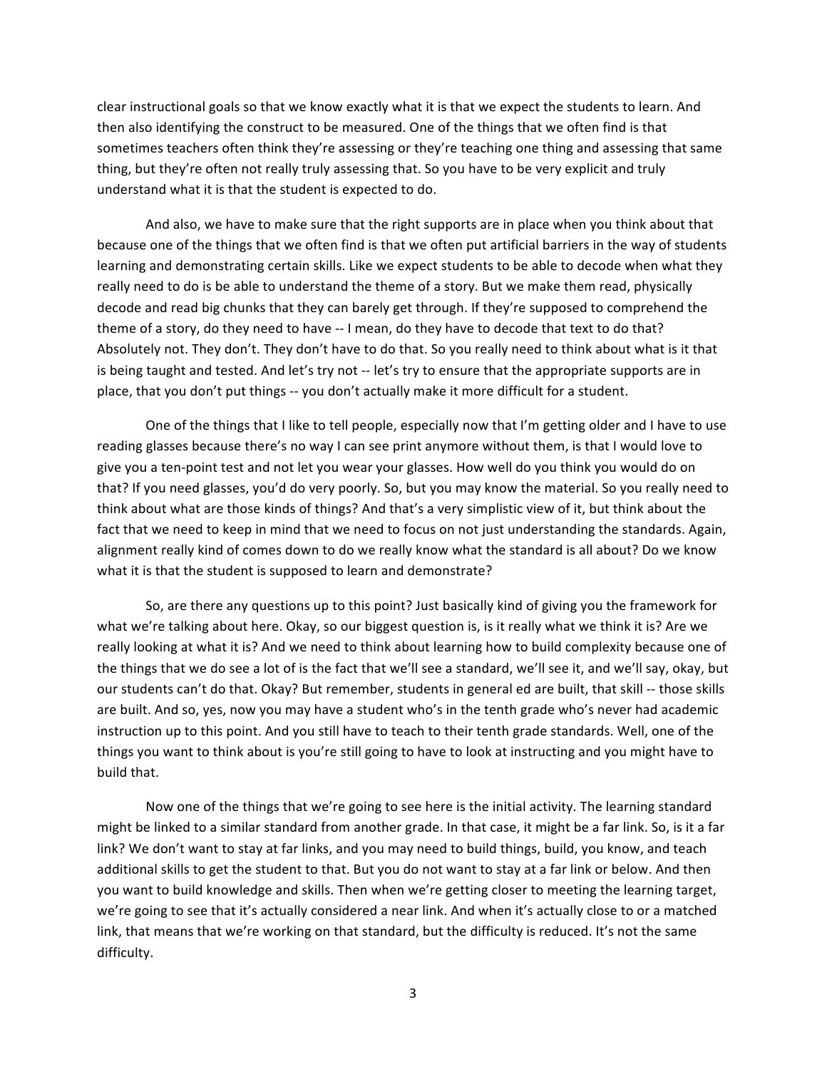clear instructional goals so that we know exactly what it is that we expect the students to learn. And then also identifying the construct to be measured. One of the things that we often find is that sometimes teachers often think they're assessing or they're teaching one thing and assessing that same thing, but they're often not really truly assessing that. So you have to be very explicit and truly understand what it is that the student is expected to do.

And also, we have to make sure that the right supports are in place when you think about that because one of the things that we often find is that we often put artificial barriers in the way of students learning and demonstrating certain skills. Like we expect students to be able to decode when what they really need to do is be able to understand the theme of a story. But we make them read, physically decode and read big chunks that they can barely get through. If they're supposed to comprehend the theme of a story, do they need to have -- I mean, do they have to decode that text to do that? Absolutely not. They don't. They don't have to do that. So you really need to think about what is it that is being taught and tested. And let's try not -- let's try to ensure that the appropriate supports are in place, that you don't put things -- you don't actually make it more difficult for a student.

One of the things that I like to tell people, especially now that I'm getting older and I have to use reading glasses because there's no way I can see print anymore without them, is that I would love to give you a ten-point test and not let you wear your glasses. How well do you think you would do on that? If you need glasses, you'd do very poorly. So, but you may know the material. So you really need to think about what are those kinds of things? And that's a very simplistic view of it, but think about the fact that we need to keep in mind that we need to focus on not just understanding the standards. Again, alignment really kind of comes down to do we really know what the standard is all about? Do we know what it is that the student is supposed to learn and demonstrate?

So, are there any questions up to this point? Just basically kind of giving you the framework for what we're talking about here. Okay, so our biggest question is, is it really what we think it is? Are we really looking at what it is? And we need to think about learning how to build complexity because one of the things that we do see a lot of is the fact that we'll see a standard, we'll see it, and we'll say, okay, but our students can't do that. Okay? But remember, students in general ed are built, that skill -- those skills are built. And so, yes, now you may have a student who's in the tenth grade who's never had academic instruction up to this point. And you still have to teach to their tenth grade standards. Well, one of the things you want to think about is you're still going to have to look at instructing and you might have to build that.

Now one of the things that we're going to see here is the initial activity. The learning standard might be linked to a similar standard from another grade. In that case, it might be a far link. So, is it a far link? We don't want to stay at far links, and you may need to build things, build, you know, and teach additional skills to get the student to that. But you do not want to stay at a far link or below. And then you want to build knowledge and skills. Then when we're getting closer to meeting the learning target, we're going to see that it's actually considered a near link. And when it's actually close to or a matched link, that means that we're working on that standard, but the difficulty is reduced. It's not the same difficulty.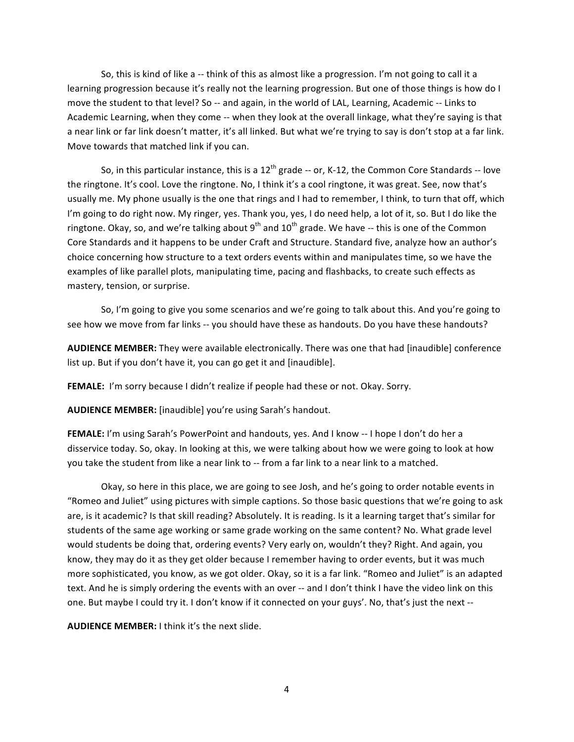So, this is kind of like a -- think of this as almost like a progression. I'm not going to call it a learning progression because it's really not the learning progression. But one of those things is how do I move the student to that level? So -- and again, in the world of LAL, Learning, Academic -- Links to Academic Learning, when they come -- when they look at the overall linkage, what they're saying is that a near link or far link doesn't matter, it's all linked. But what we're trying to say is don't stop at a far link. Move towards that matched link if you can.

So, in this particular instance, this is a 12th grade -- or, K-12, the Common Core Standards -- love the ringtone. It's cool. Love the ringtone. No, I think it's a cool ringtone, it was great. See, now that's usually me. My phone usually is the one that rings and I had to remember, I think, to turn that off, which I'm going to do right now. My ringer, yes. Thank you, yes, I do need help, a lot of it, so. But I do like the ringtone. Okay, so, and we're talking about 9th and 10th grade. We have -- this is one of the Common Core Standards and it happens to be under Craft and Structure. Standard five, analyze how an author's choice concerning how structure to a text orders events within and manipulates time, so we have the examples of like parallel plots, manipulating time, pacing and flashbacks, to create such effects as mastery, tension, or surprise.

So, I'm going to give you some scenarios and we're going to talk about this. And you're going to see how we move from far links -- you should have these as handouts. Do you have these handouts?

**AUDIENCE MEMBER:** They were available electronically. There was one that had [inaudible] conference list up. But if you don't have it, you can go get it and [inaudible].

**FEMALE:** I'm sorry because I didn't realize if people had these or not. Okay. Sorry.

**AUDIENCE MEMBER:** [inaudible] you're using Sarah's handout.

**FEMALE:** I'm using Sarah's PowerPoint and handouts, yes. And I know -- I hope I don't do her a disservice today. So, okay. In looking at this, we were talking about how we were going to look at how you take the student from like a near link to -- from a far link to a near link to a matched.

Okay, so here in this place, we are going to see Josh, and he's going to order notable events in "Romeo and Juliet" using pictures with simple captions. So those basic questions that we're going to ask are, is it academic? Is that skill reading? Absolutely. It is reading. Is it a learning target that's similar for students of the same age working or same grade working on the same content? No. What grade level would students be doing that, ordering events? Very early on, wouldn't they? Right. And again, you know, they may do it as they get older because I remember having to order events, but it was much more sophisticated, you know, as we got older. Okay, so it is a far link. "Romeo and Juliet" is an adapted text. And he is simply ordering the events with an over -- and I don't think I have the video link on this one. But maybe I could try it. I don't know if it connected on your guys'. No, that's just the next --

**AUDIENCE MEMBER:** I think it's the next slide.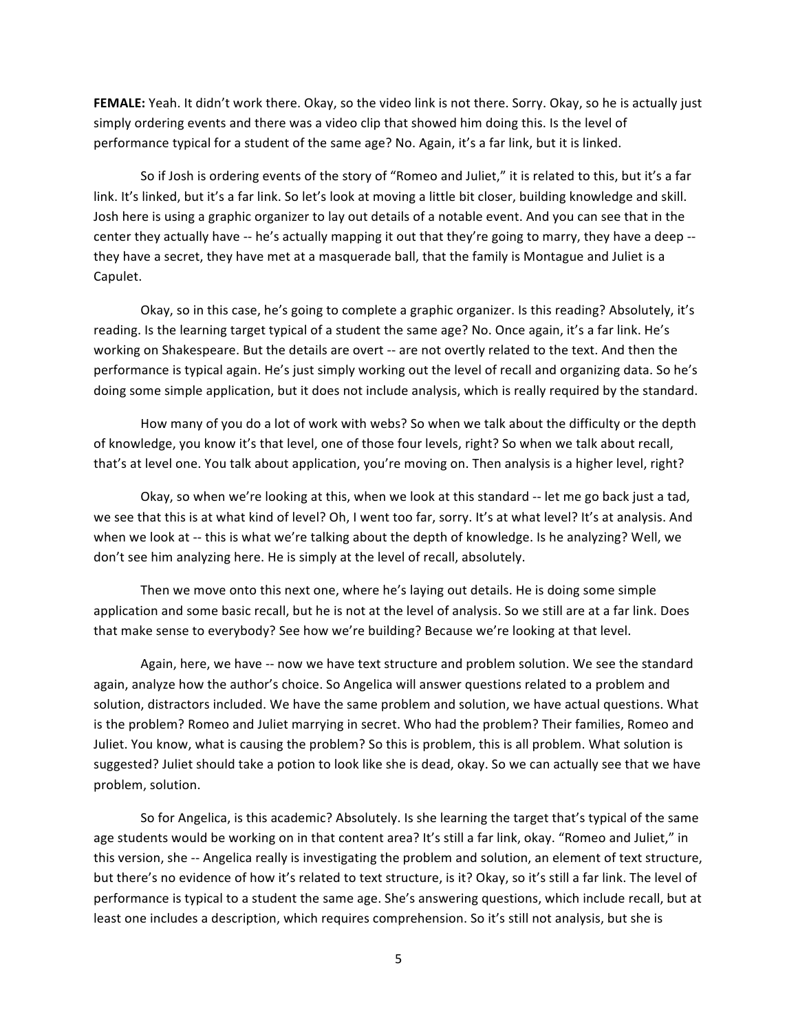**FEMALE:** Yeah. It didn't work there. Okay, so the video link is not there. Sorry. Okay, so he is actually just simply ordering events and there was a video clip that showed him doing this. Is the level of performance typical for a student of the same age? No. Again, it's a far link, but it is linked.

So if Josh is ordering events of the story of "Romeo and Juliet," it is related to this, but it's a far link. It's linked, but it's a far link. So let's look at moving a little bit closer, building knowledge and skill. Josh here is using a graphic organizer to lay out details of a notable event. And you can see that in the center they actually have -- he's actually mapping it out that they're going to marry, they have a deep -- they have a secret, they have met at a masquerade ball, that the family is Montague and Juliet is a Capulet.

Okay, so in this case, he's going to complete a graphic organizer. Is this reading? Absolutely, it's reading. Is the learning target typical of a student the same age? No. Once again, it's a far link. He's working on Shakespeare. But the details are overt -- are not overtly related to the text. And then the performance is typical again. He's just simply working out the level of recall and organizing data. So he's doing some simple application, but it does not include analysis, which is really required by the standard.

How many of you do a lot of work with webs? So when we talk about the difficulty or the depth of knowledge, you know it's that level, one of those four levels, right? So when we talk about recall, that's at level one. You talk about application, you're moving on. Then analysis is a higher level, right?

Okay, so when we're looking at this, when we look at this standard -- let me go back just a tad, we see that this is at what kind of level? Oh, I went too far, sorry. It's at what level? It's at analysis. And when we look at -- this is what we're talking about the depth of knowledge. Is he analyzing? Well, we don't see him analyzing here. He is simply at the level of recall, absolutely.

Then we move onto this next one, where he's laying out details. He is doing some simple application and some basic recall, but he is not at the level of analysis. So we still are at a far link. Does that make sense to everybody? See how we're building? Because we're looking at that level.

Again, here, we have -- now we have text structure and problem solution. We see the standard again, analyze how the author's choice. So Angelica will answer questions related to a problem and solution, distractors included. We have the same problem and solution, we have actual questions. What is the problem? Romeo and Juliet marrying in secret. Who had the problem? Their families, Romeo and Juliet. You know, what is causing the problem? So this is problem, this is all problem. What solution is suggested? Juliet should take a potion to look like she is dead, okay. So we can actually see that we have problem, solution.

So for Angelica, is this academic? Absolutely. Is she learning the target that's typical of the same age students would be working on in that content area? It's still a far link, okay. "Romeo and Juliet," in this version, she -- Angelica really is investigating the problem and solution, an element of text structure, but there's no evidence of how it's related to text structure, is it? Okay, so it's still a far link. The level of performance is typical to a student the same age. She's answering questions, which include recall, but at least one includes a description, which requires comprehension. So it's still not analysis, but she is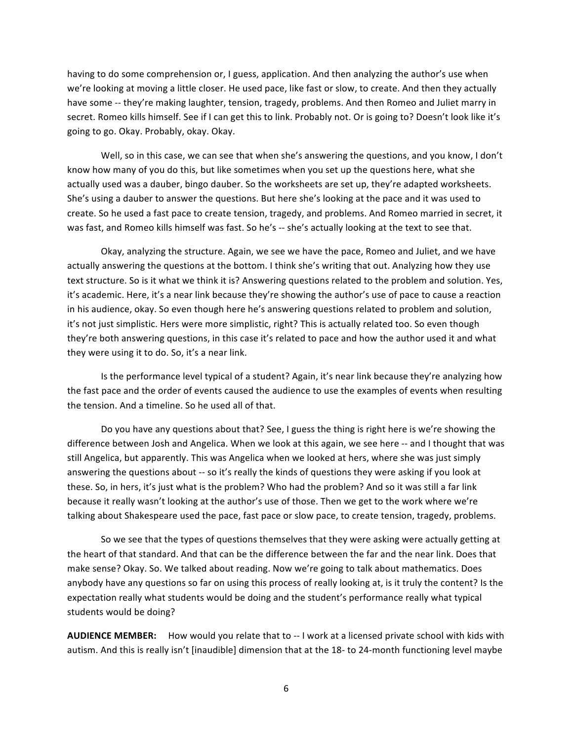having to do some comprehension or, I guess, application. And then analyzing the author's use when we're looking at moving a little closer. He used pace, like fast or slow, to create. And then they actually have some -- they're making laughter, tension, tragedy, problems. And then Romeo and Juliet marry in secret. Romeo kills himself. See if I can get this to link. Probably not. Or is going to? Doesn't look like it's going to go. Okay. Probably, okay. Okay.

Well, so in this case, we can see that when she's answering the questions, and you know, I don't know how many of you do this, but like sometimes when you set up the questions here, what she actually used was a dauber, bingo dauber. So the worksheets are set up, they're adapted worksheets. She's using a dauber to answer the questions. But here she's looking at the pace and it was used to create. So he used a fast pace to create tension, tragedy, and problems. And Romeo married in secret, it was fast, and Romeo kills himself was fast. So he's -- she's actually looking at the text to see that.

Okay, analyzing the structure. Again, we see we have the pace, Romeo and Juliet, and we have actually answering the questions at the bottom. I think she's writing that out. Analyzing how they use text structure. So is it what we think it is? Answering questions related to the problem and solution. Yes, it's academic. Here, it's a near link because they're showing the author's use of pace to cause a reaction in his audience, okay. So even though here he's answering questions related to problem and solution, it's not just simplistic. Hers were more simplistic, right? This is actually related too. So even though they're both answering questions, in this case it's related to pace and how the author used it and what they were using it to do. So, it's a near link.

Is the performance level typical of a student? Again, it's near link because they're analyzing how the fast pace and the order of events caused the audience to use the examples of events when resulting the tension. And a timeline. So he used all of that.

Do you have any questions about that? See, I guess the thing is right here is we're showing the difference between Josh and Angelica. When we look at this again, we see here -- and I thought that was still Angelica, but apparently. This was Angelica when we looked at hers, where she was just simply answering the questions about -- so it's really the kinds of questions they were asking if you look at these. So, in hers, it's just what is the problem? Who had the problem? And so it was still a far link because it really wasn't looking at the author's use of those. Then we get to the work where we're talking about Shakespeare used the pace, fast pace or slow pace, to create tension, tragedy, problems.

So we see that the types of questions themselves that they were asking were actually getting at the heart of that standard. And that can be the difference between the far and the near link. Does that make sense? Okay. So. We talked about reading. Now we're going to talk about mathematics. Does anybody have any questions so far on using this process of really looking at, is it truly the content? Is the expectation really what students would be doing and the student's performance really what typical students would be doing?

**AUDIENCE MEMBER:** How would you relate that to -- I work at a licensed private school with kids with autism. And this is really isn't [inaudible] dimension that at the 18- to 24-month functioning level maybe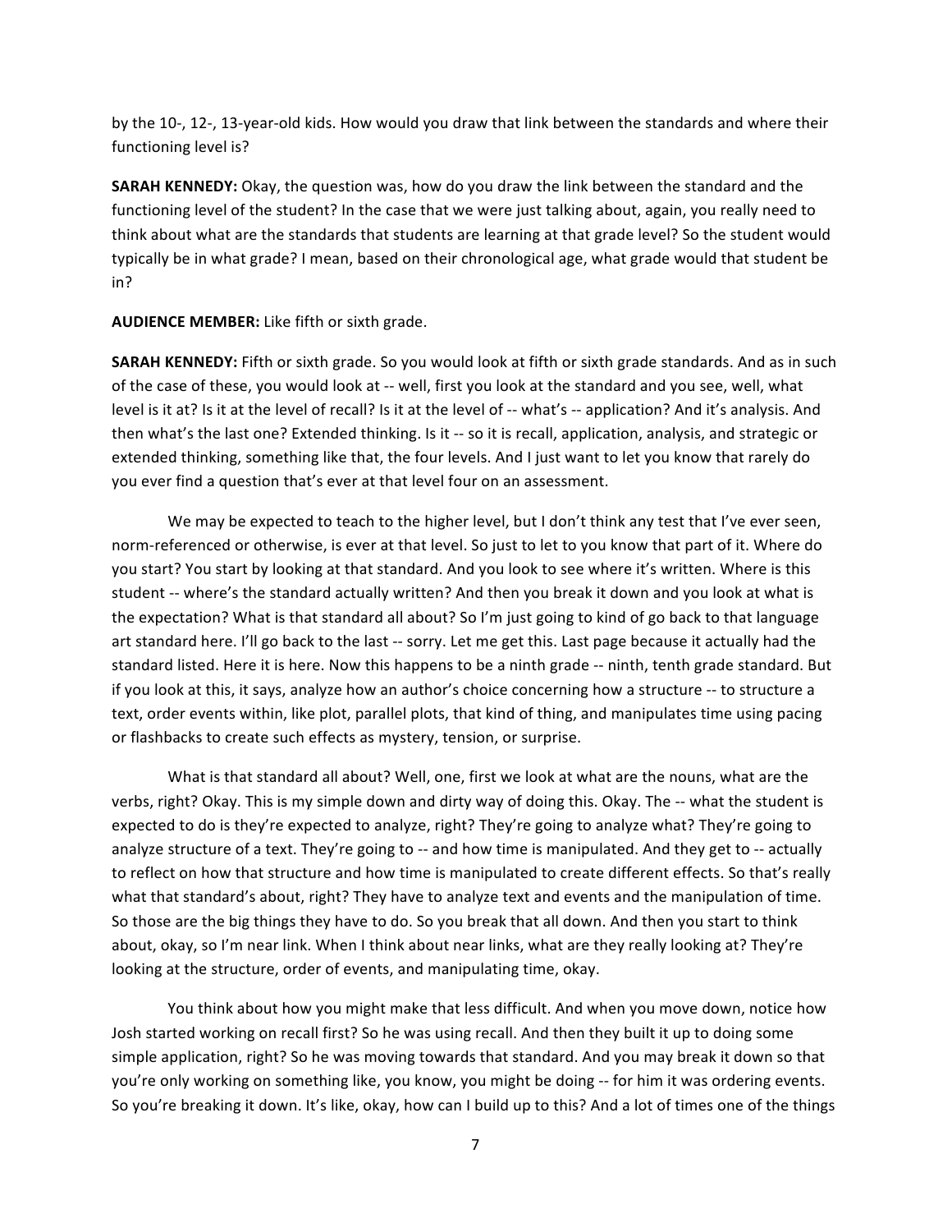by the 10-, 12-, 13-year-old kids. How would you draw that link between the standards and where their functioning level is?

**SARAH KENNEDY:** Okay, the question was, how do you draw the link between the standard and the functioning level of the student? In the case that we were just talking about, again, you really need to think about what are the standards that students are learning at that grade level? So the student would typically be in what grade? I mean, based on their chronological age, what grade would that student be in?

**AUDIENCE MEMBER:** Like fifth or sixth grade.

**SARAH KENNEDY:** Fifth or sixth grade. So you would look at fifth or sixth grade standards. And as in such of the case of these, you would look at -- well, first you look at the standard and you see, well, what level is it at? Is it at the level of recall? Is it at the level of -- what's -- application? And it's analysis. And then what's the last one? Extended thinking. Is it -- so it is recall, application, analysis, and strategic or extended thinking, something like that, the four levels. And I just want to let you know that rarely do you ever find a question that's ever at that level four on an assessment.

We may be expected to teach to the higher level, but I don't think any test that I've ever seen, norm-referenced or otherwise, is ever at that level. So just to let to you know that part of it. Where do you start? You start by looking at that standard. And you look to see where it's written. Where is this student -- where's the standard actually written? And then you break it down and you look at what is the expectation? What is that standard all about? So I'm just going to kind of go back to that language art standard here. I'll go back to the last -- sorry. Let me get this. Last page because it actually had the standard listed. Here it is here. Now this happens to be a ninth grade -- ninth, tenth grade standard. But if you look at this, it says, analyze how an author's choice concerning how a structure -- to structure a text, order events within, like plot, parallel plots, that kind of thing, and manipulates time using pacing or flashbacks to create such effects as mystery, tension, or surprise.

What is that standard all about? Well, one, first we look at what are the nouns, what are the verbs, right? Okay. This is my simple down and dirty way of doing this. Okay. The -- what the student is expected to do is they're expected to analyze, right? They're going to analyze what? They're going to analyze structure of a text. They're going to -- and how time is manipulated. And they get to -- actually to reflect on how that structure and how time is manipulated to create different effects. So that's really what that standard's about, right? They have to analyze text and events and the manipulation of time. So those are the big things they have to do. So you break that all down. And then you start to think about, okay, so I'm near link. When I think about near links, what are they really looking at? They're looking at the structure, order of events, and manipulating time, okay.

You think about how you might make that less difficult. And when you move down, notice how Josh started working on recall first? So he was using recall. And then they built it up to doing some simple application, right? So he was moving towards that standard. And you may break it down so that you're only working on something like, you know, you might be doing -- for him it was ordering events. So you're breaking it down. It's like, okay, how can I build up to this? And a lot of times one of the things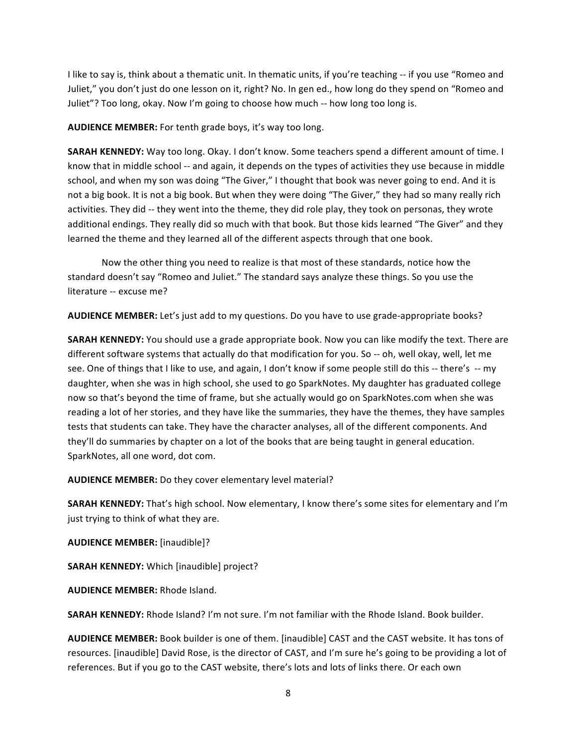I like to say is, think about a thematic unit. In thematic units, if you're teaching -- if you use "Romeo and Juliet," you don't just do one lesson on it, right? No. In gen ed., how long do they spend on "Romeo and Juliet"? Too long, okay. Now I'm going to choose how much -- how long too long is.

**AUDIENCE MEMBER:** For tenth grade boys, it's way too long.

**SARAH KENNEDY:** Way too long. Okay. I don't know. Some teachers spend a different amount of time. I know that in middle school -- and again, it depends on the types of activities they use because in middle school, and when my son was doing "The Giver," I thought that book was never going to end. And it is not a big book. It is not a big book. But when they were doing "The Giver," they had so many really rich activities. They did -- they went into the theme, they did role play, they took on personas, they wrote additional endings. They really did so much with that book. But those kids learned "The Giver" and they learned the theme and they learned all of the different aspects through that one book.

Now the other thing you need to realize is that most of these standards, notice how the standard doesn't say "Romeo and Juliet." The standard says analyze these things. So you use the literature -- excuse me?

**AUDIENCE MEMBER:** Let's just add to my questions. Do you have to use grade-appropriate books?

**SARAH KENNEDY:** You should use a grade appropriate book. Now you can like modify the text. There are different software systems that actually do that modification for you. So -- oh, well okay, well, let me see. One of things that I like to use, and again, I don't know if some people still do this -- there's -- my daughter, when she was in high school, she used to go SparkNotes. My daughter has graduated college now so that's beyond the time of frame, but she actually would go on SparkNotes.com when she was reading a lot of her stories, and they have like the summaries, they have the themes, they have samples tests that students can take. They have the character analyses, all of the different components. And they'll do summaries by chapter on a lot of the books that are being taught in general education. SparkNotes, all one word, dot com.

**AUDIENCE MEMBER:** Do they cover elementary level material?

**SARAH KENNEDY:** That's high school. Now elementary, I know there's some sites for elementary and I'm just trying to think of what they are.

**AUDIENCE MEMBER:** [inaudible]?

**SARAH KENNEDY:** Which [inaudible] project?

**AUDIENCE MEMBER:** Rhode Island.

**SARAH KENNEDY:** Rhode Island? I'm not sure. I'm not familiar with the Rhode Island. Book builder.

**AUDIENCE MEMBER:** Book builder is one of them. [inaudible] CAST and the CAST website. It has tons of resources. [inaudible] David Rose, is the director of CAST, and I'm sure he's going to be providing a lot of references. But if you go to the CAST website, there's lots and lots of links there. Or each own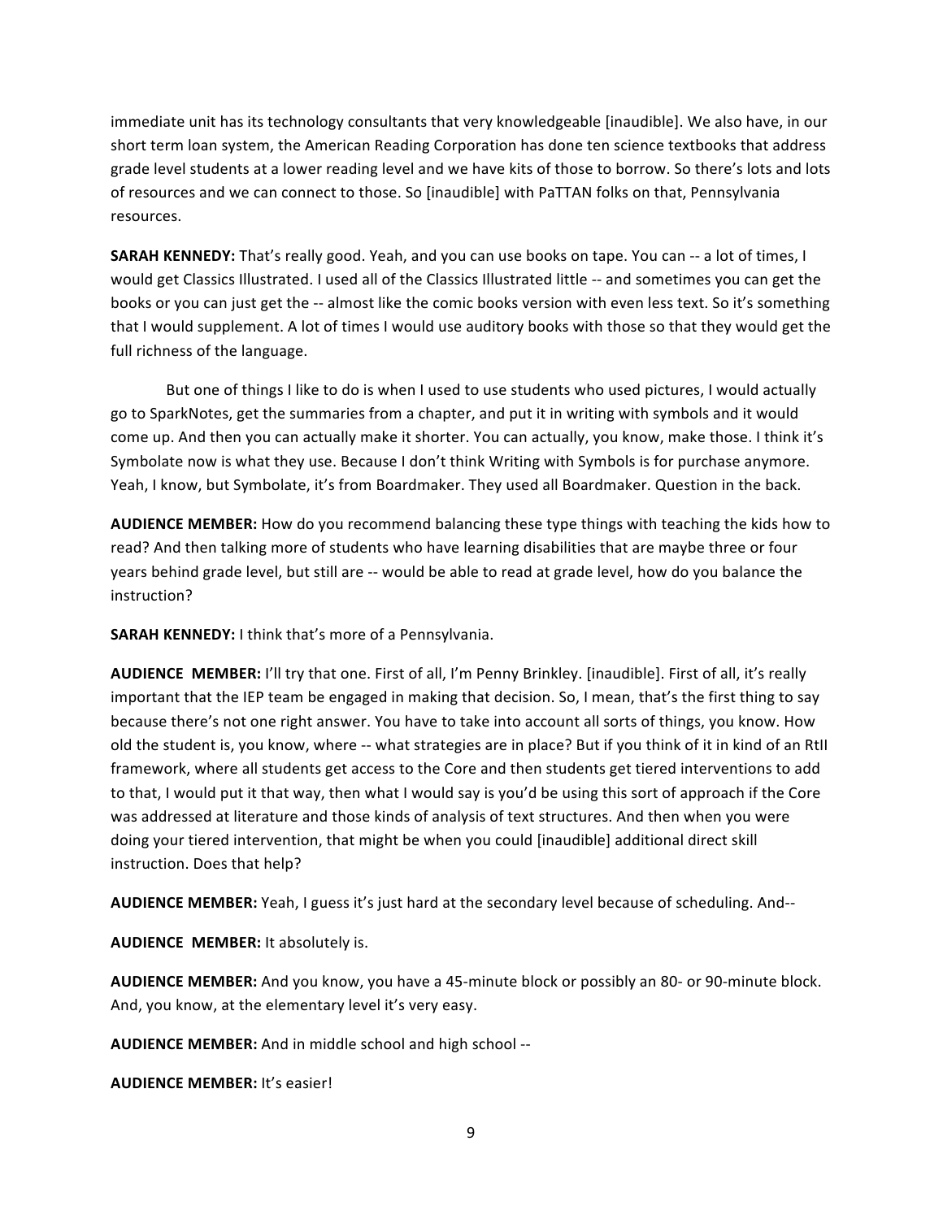immediate unit has its technology consultants that very knowledgeable [inaudible]. We also have, in our short term loan system, the American Reading Corporation has done ten science textbooks that address grade level students at a lower reading level and we have kits of those to borrow. So there's lots and lots of resources and we can connect to those. So [inaudible] with PaTTAN folks on that, Pennsylvania resources.

**SARAH KENNEDY:** That's really good. Yeah, and you can use books on tape. You can -- a lot of times, I would get Classics Illustrated. I used all of the Classics Illustrated little -- and sometimes you can get the books or you can just get the -- almost like the comic books version with even less text. So it's something that I would supplement. A lot of times I would use auditory books with those so that they would get the full richness of the language.

But one of things I like to do is when I used to use students who used pictures, I would actually go to SparkNotes, get the summaries from a chapter, and put it in writing with symbols and it would come up. And then you can actually make it shorter. You can actually, you know, make those. I think it's Symbolate now is what they use. Because I don't think Writing with Symbols is for purchase anymore. Yeah, I know, but Symbolate, it's from Boardmaker. They used all Boardmaker. Question in the back.

**AUDIENCE MEMBER:** How do you recommend balancing these type things with teaching the kids how to read? And then talking more of students who have learning disabilities that are maybe three or four years behind grade level, but still are -- would be able to read at grade level, how do you balance the instruction?

**SARAH KENNEDY:** I think that's more of a Pennsylvania.

**AUDIENCE MEMBER:** I'll try that one. First of all, I'm Penny Brinkley. [inaudible]. First of all, it's really important that the IEP team be engaged in making that decision. So, I mean, that's the first thing to say because there's not one right answer. You have to take into account all sorts of things, you know. How old the student is, you know, where -- what strategies are in place? But if you think of it in kind of an RtII framework, where all students get access to the Core and then students get tiered interventions to add to that, I would put it that way, then what I would say is you'd be using this sort of approach if the Core was addressed at literature and those kinds of analysis of text structures. And then when you were doing your tiered intervention, that might be when you could [inaudible] additional direct skill instruction. Does that help?

**AUDIENCE MEMBER:** Yeah, I guess it's just hard at the secondary level because of scheduling. And--

**AUDIENCE MEMBER:** It absolutely is.

**AUDIENCE MEMBER:** And you know, you have a 45-minute block or possibly an 80- or 90-minute block. And, you know, at the elementary level it's very easy.

**AUDIENCE MEMBER:** And in middle school and high school --

**AUDIENCE MEMBER:** It's easier!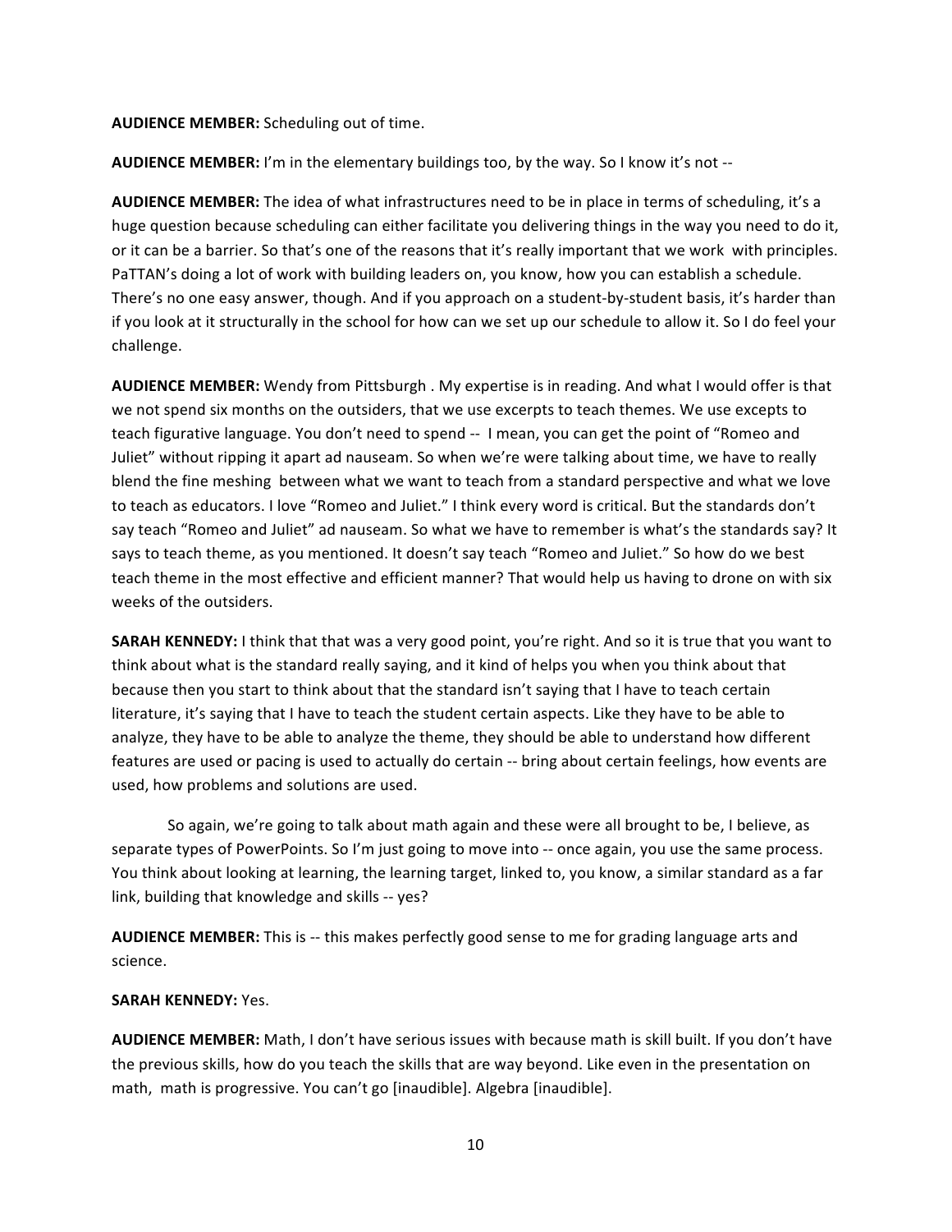**AUDIENCE MEMBER:** Scheduling out of time.

**AUDIENCE MEMBER:** I'm in the elementary buildings too, by the way. So I know it's not --

**AUDIENCE MEMBER:** The idea of what infrastructures need to be in place in terms of scheduling, it's a huge question because scheduling can either facilitate you delivering things in the way you need to do it, or it can be a barrier. So that's one of the reasons that it's really important that we work with principles. PaTTAN's doing a lot of work with building leaders on, you know, how you can establish a schedule. There's no one easy answer, though. And if you approach on a student-by-student basis, it's harder than if you look at it structurally in the school for how can we set up our schedule to allow it. So I do feel your challenge.

**AUDIENCE MEMBER:** Wendy from Pittsburgh . My expertise is in reading. And what I would offer is that we not spend six months on the outsiders, that we use excerpts to teach themes. We use excepts to teach figurative language. You don't need to spend -- I mean, you can get the point of "Romeo and Juliet" without ripping it apart ad nauseam. So when we're were talking about time, we have to really blend the fine meshing between what we want to teach from a standard perspective and what we love to teach as educators. I love "Romeo and Juliet." I think every word is critical. But the standards don't say teach "Romeo and Juliet" ad nauseam. So what we have to remember is what's the standards say? It says to teach theme, as you mentioned. It doesn't say teach "Romeo and Juliet." So how do we best teach theme in the most effective and efficient manner? That would help us having to drone on with six weeks of the outsiders.

**SARAH KENNEDY:** I think that that was a very good point, you're right. And so it is true that you want to think about what is the standard really saying, and it kind of helps you when you think about that because then you start to think about that the standard isn't saying that I have to teach certain literature, it's saying that I have to teach the student certain aspects. Like they have to be able to analyze, they have to be able to analyze the theme, they should be able to understand how different features are used or pacing is used to actually do certain -- bring about certain feelings, how events are used, how problems and solutions are used.

So again, we're going to talk about math again and these were all brought to be, I believe, as separate types of PowerPoints. So I'm just going to move into -- once again, you use the same process. You think about looking at learning, the learning target, linked to, you know, a similar standard as a far link, building that knowledge and skills -- yes?

**AUDIENCE MEMBER:** This is -- this makes perfectly good sense to me for grading language arts and science.

**SARAH KENNEDY:** Yes.

**AUDIENCE MEMBER:** Math, I don't have serious issues with because math is skill built. If you don't have the previous skills, how do you teach the skills that are way beyond. Like even in the presentation on math, math is progressive. You can't go [inaudible]. Algebra [inaudible].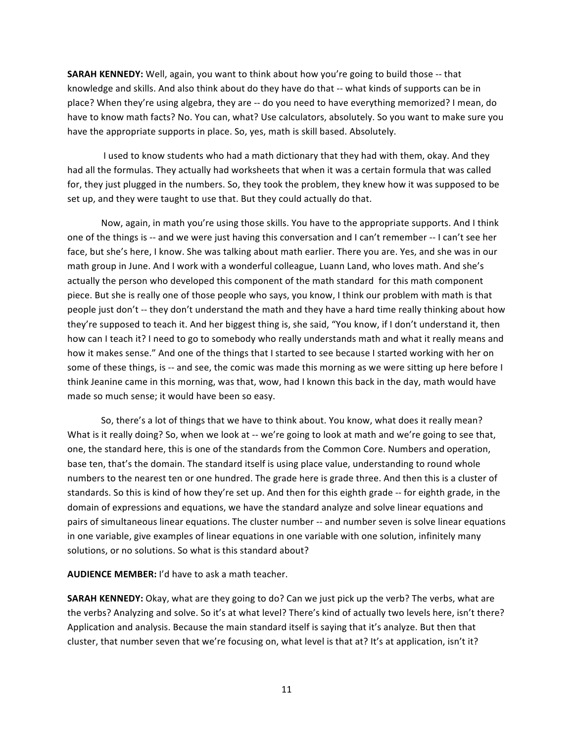**SARAH KENNEDY:** Well, again, you want to think about how you're going to build those -- that knowledge and skills. And also think about do they have do that -- what kinds of supports can be in place? When they're using algebra, they are -- do you need to have everything memorized? I mean, do have to know math facts? No. You can, what? Use calculators, absolutely. So you want to make sure you have the appropriate supports in place. So, yes, math is skill based. Absolutely.

I used to know students who had a math dictionary that they had with them, okay. And they had all the formulas. They actually had worksheets that when it was a certain formula that was called for, they just plugged in the numbers. So, they took the problem, they knew how it was supposed to be set up, and they were taught to use that. But they could actually do that.

Now, again, in math you're using those skills. You have to the appropriate supports. And I think one of the things is -- and we were just having this conversation and I can't remember -- I can't see her face, but she's here, I know. She was talking about math earlier. There you are. Yes, and she was in our math group in June. And I work with a wonderful colleague, Luann Land, who loves math. And she's actually the person who developed this component of the math standard for this math component piece. But she is really one of those people who says, you know, I think our problem with math is that people just don't -- they don't understand the math and they have a hard time really thinking about how they're supposed to teach it. And her biggest thing is, she said, "You know, if I don't understand it, then how can I teach it? I need to go to somebody who really understands math and what it really means and how it makes sense." And one of the things that I started to see because I started working with her on some of these things, is -- and see, the comic was made this morning as we were sitting up here before I think Jeanine came in this morning, was that, wow, had I known this back in the day, math would have made so much sense; it would have been so easy.

So, there's a lot of things that we have to think about. You know, what does it really mean? What is it really doing? So, when we look at -- we're going to look at math and we're going to see that, one, the standard here, this is one of the standards from the Common Core. Numbers and operation, base ten, that's the domain. The standard itself is using place value, understanding to round whole numbers to the nearest ten or one hundred. The grade here is grade three. And then this is a cluster of standards. So this is kind of how they're set up. And then for this eighth grade -- for eighth grade, in the domain of expressions and equations, we have the standard analyze and solve linear equations and pairs of simultaneous linear equations. The cluster number -- and number seven is solve linear equations in one variable, give examples of linear equations in one variable with one solution, infinitely many solutions, or no solutions. So what is this standard about?

**AUDIENCE MEMBER:** I'd have to ask a math teacher.

**SARAH KENNEDY:** Okay, what are they going to do? Can we just pick up the verb? The verbs, what are the verbs? Analyzing and solve. So it's at what level? There's kind of actually two levels here, isn't there? Application and analysis. Because the main standard itself is saying that it's analyze. But then that cluster, that number seven that we're focusing on, what level is that at? It's at application, isn't it?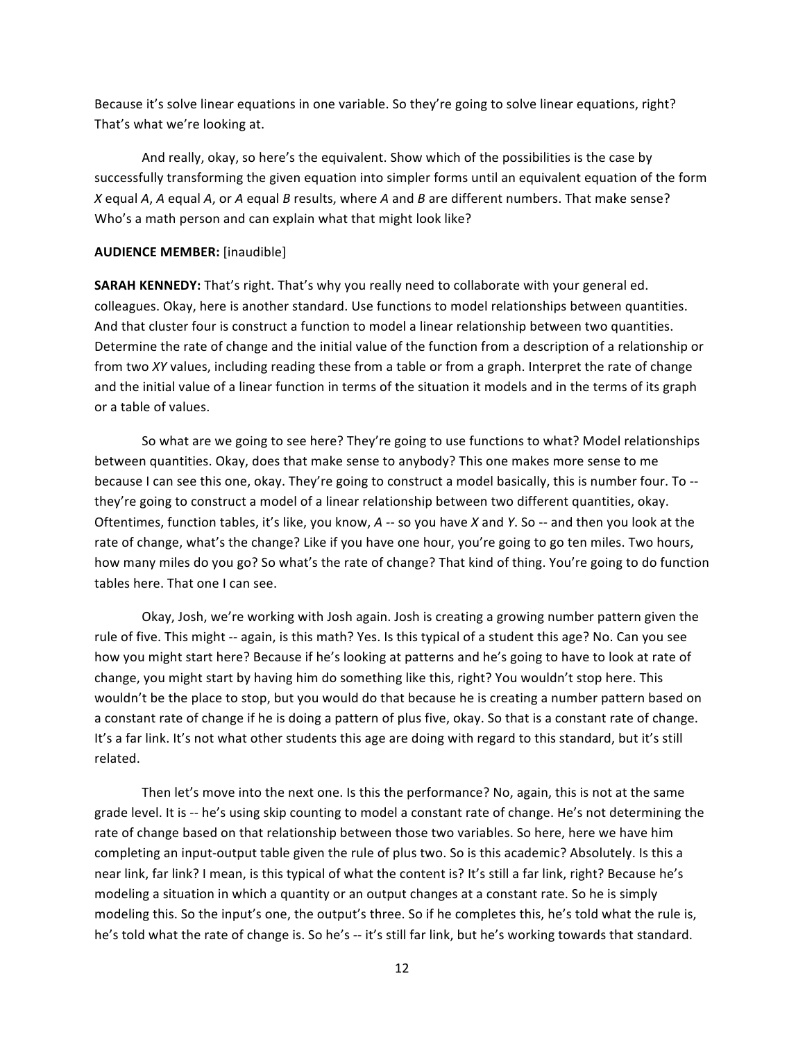Because it's solve linear equations in one variable. So they're going to solve linear equations, right? That's what we're looking at.

And really, okay, so here's the equivalent. Show which of the possibilities is the case by successfully transforming the given equation into simpler forms until an equivalent equation of the form *X* equal *A*, *A* equal *A*, or *A* equal *B* results, where *A* and *B* are different numbers. That make sense? Who's a math person and can explain what that might look like?

**AUDIENCE MEMBER:** [inaudible]

**SARAH KENNEDY:** That's right. That's why you really need to collaborate with your general ed. colleagues. Okay, here is another standard. Use functions to model relationships between quantities. And that cluster four is construct a function to model a linear relationship between two quantities. Determine the rate of change and the initial value of the function from a description of a relationship or from two *XY* values, including reading these from a table or from a graph. Interpret the rate of change and the initial value of a linear function in terms of the situation it models and in the terms of its graph or a table of values.

So what are we going to see here? They're going to use functions to what? Model relationships between quantities. Okay, does that make sense to anybody? This one makes more sense to me because I can see this one, okay. They're going to construct a model basically, this is number four. To -- they're going to construct a model of a linear relationship between two different quantities, okay. Oftentimes, function tables, it's like, you know, *A* -- so you have *X* and *Y*. So -- and then you look at the rate of change, what's the change? Like if you have one hour, you're going to go ten miles. Two hours, how many miles do you go? So what's the rate of change? That kind of thing. You're going to do function tables here. That one I can see.

Okay, Josh, we're working with Josh again. Josh is creating a growing number pattern given the rule of five. This might -- again, is this math? Yes. Is this typical of a student this age? No. Can you see how you might start here? Because if he's looking at patterns and he's going to have to look at rate of change, you might start by having him do something like this, right? You wouldn't stop here. This wouldn't be the place to stop, but you would do that because he is creating a number pattern based on a constant rate of change if he is doing a pattern of plus five, okay. So that is a constant rate of change. It's a far link. It's not what other students this age are doing with regard to this standard, but it's still related.

Then let's move into the next one. Is this the performance? No, again, this is not at the same grade level. It is -- he's using skip counting to model a constant rate of change. He's not determining the rate of change based on that relationship between those two variables. So here, here we have him completing an input-output table given the rule of plus two. So is this academic? Absolutely. Is this a near link, far link? I mean, is this typical of what the content is? It's still a far link, right? Because he's modeling a situation in which a quantity or an output changes at a constant rate. So he is simply modeling this. So the input's one, the output's three. So if he completes this, he's told what the rule is, he's told what the rate of change is. So he's -- it's still far link, but he's working towards that standard.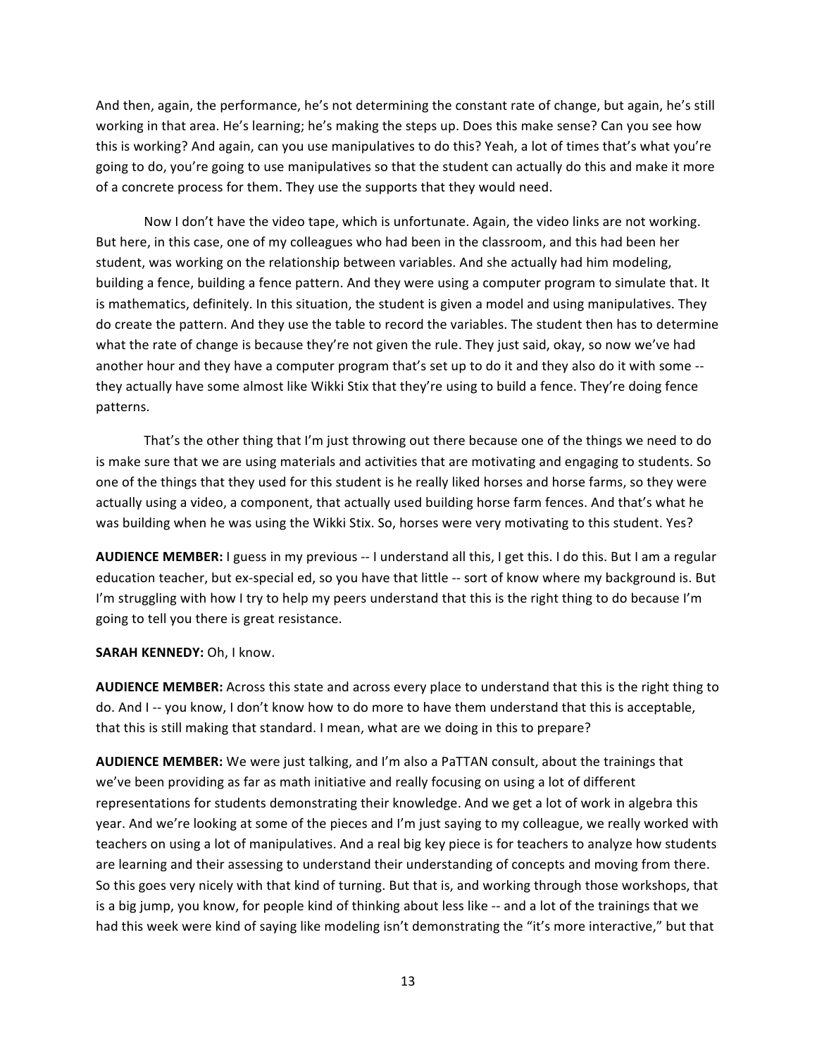And then, again, the performance, he's not determining the constant rate of change, but again, he's still working in that area. He's learning; he's making the steps up. Does this make sense? Can you see how this is working? And again, can you use manipulatives to do this? Yeah, a lot of times that's what you're going to do, you're going to use manipulatives so that the student can actually do this and make it more of a concrete process for them. They use the supports that they would need.

Now I don't have the video tape, which is unfortunate. Again, the video links are not working. But here, in this case, one of my colleagues who had been in the classroom, and this had been her student, was working on the relationship between variables. And she actually had him modeling, building a fence, building a fence pattern. And they were using a computer program to simulate that. It is mathematics, definitely. In this situation, the student is given a model and using manipulatives. They do create the pattern. And they use the table to record the variables. The student then has to determine what the rate of change is because they're not given the rule. They just said, okay, so now we've had another hour and they have a computer program that's set up to do it and they also do it with some -- they actually have some almost like Wikki Stix that they're using to build a fence. They're doing fence patterns.

That's the other thing that I'm just throwing out there because one of the things we need to do is make sure that we are using materials and activities that are motivating and engaging to students. So one of the things that they used for this student is he really liked horses and horse farms, so they were actually using a video, a component, that actually used building horse farm fences. And that's what he was building when he was using the Wikki Stix. So, horses were very motivating to this student. Yes?

**AUDIENCE MEMBER:** I guess in my previous -- I understand all this, I get this. I do this. But I am a regular education teacher, but ex-special ed, so you have that little -- sort of know where my background is. But I'm struggling with how I try to help my peers understand that this is the right thing to do because I'm going to tell you there is great resistance.

**SARAH KENNEDY:** Oh, I know.

**AUDIENCE MEMBER:** Across this state and across every place to understand that this is the right thing to do. And I -- you know, I don't know how to do more to have them understand that this is acceptable, that this is still making that standard. I mean, what are we doing in this to prepare?

**AUDIENCE MEMBER:** We were just talking, and I'm also a PaTTAN consult, about the trainings that we've been providing as far as math initiative and really focusing on using a lot of different representations for students demonstrating their knowledge. And we get a lot of work in algebra this year. And we're looking at some of the pieces and I'm just saying to my colleague, we really worked with teachers on using a lot of manipulatives. And a real big key piece is for teachers to analyze how students are learning and their assessing to understand their understanding of concepts and moving from there. So this goes very nicely with that kind of turning. But that is, and working through those workshops, that is a big jump, you know, for people kind of thinking about less like -- and a lot of the trainings that we had this week were kind of saying like modeling isn't demonstrating the "it's more interactive," but that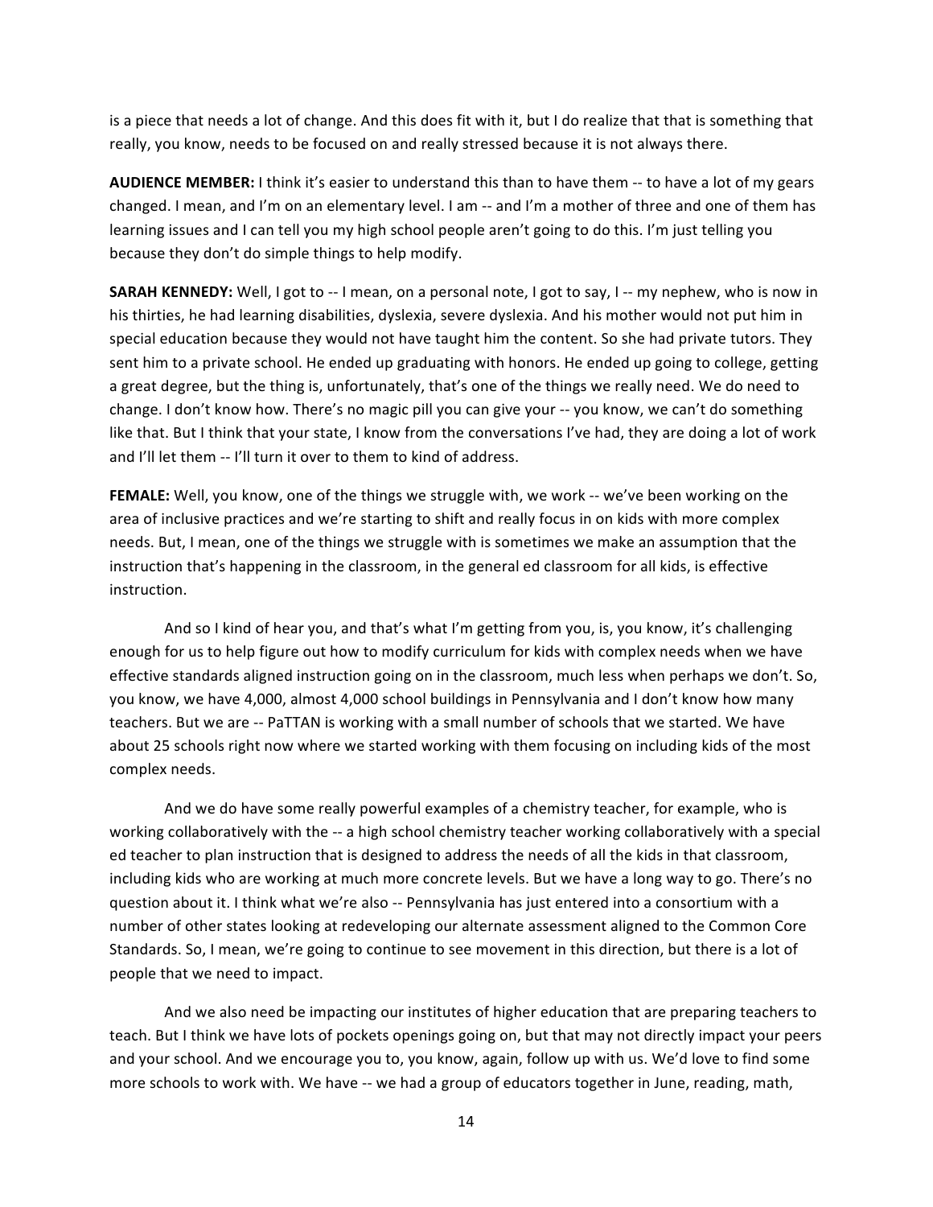is a piece that needs a lot of change. And this does fit with it, but I do realize that that is something that really, you know, needs to be focused on and really stressed because it is not always there.

**AUDIENCE MEMBER:** I think it's easier to understand this than to have them -- to have a lot of my gears changed. I mean, and I'm on an elementary level. I am -- and I'm a mother of three and one of them has learning issues and I can tell you my high school people aren't going to do this. I'm just telling you because they don't do simple things to help modify.

**SARAH KENNEDY:** Well, I got to -- I mean, on a personal note, I got to say, I -- my nephew, who is now in his thirties, he had learning disabilities, dyslexia, severe dyslexia. And his mother would not put him in special education because they would not have taught him the content. So she had private tutors. They sent him to a private school. He ended up graduating with honors. He ended up going to college, getting a great degree, but the thing is, unfortunately, that's one of the things we really need. We do need to change. I don't know how. There's no magic pill you can give your -- you know, we can't do something like that. But I think that your state, I know from the conversations I've had, they are doing a lot of work and I'll let them -- I'll turn it over to them to kind of address.

**FEMALE:** Well, you know, one of the things we struggle with, we work -- we've been working on the area of inclusive practices and we're starting to shift and really focus in on kids with more complex needs. But, I mean, one of the things we struggle with is sometimes we make an assumption that the instruction that's happening in the classroom, in the general ed classroom for all kids, is effective instruction.

And so I kind of hear you, and that's what I'm getting from you, is, you know, it's challenging enough for us to help figure out how to modify curriculum for kids with complex needs when we have effective standards aligned instruction going on in the classroom, much less when perhaps we don't. So, you know, we have 4,000, almost 4,000 school buildings in Pennsylvania and I don't know how many teachers. But we are -- PaTTAN is working with a small number of schools that we started. We have about 25 schools right now where we started working with them focusing on including kids of the most complex needs.

And we do have some really powerful examples of a chemistry teacher, for example, who is working collaboratively with the -- a high school chemistry teacher working collaboratively with a special ed teacher to plan instruction that is designed to address the needs of all the kids in that classroom, including kids who are working at much more concrete levels. But we have a long way to go. There's no question about it. I think what we're also -- Pennsylvania has just entered into a consortium with a number of other states looking at redeveloping our alternate assessment aligned to the Common Core Standards. So, I mean, we're going to continue to see movement in this direction, but there is a lot of people that we need to impact.

And we also need be impacting our institutes of higher education that are preparing teachers to teach. But I think we have lots of pockets openings going on, but that may not directly impact your peers and your school. And we encourage you to, you know, again, follow up with us. We'd love to find some more schools to work with. We have -- we had a group of educators together in June, reading, math,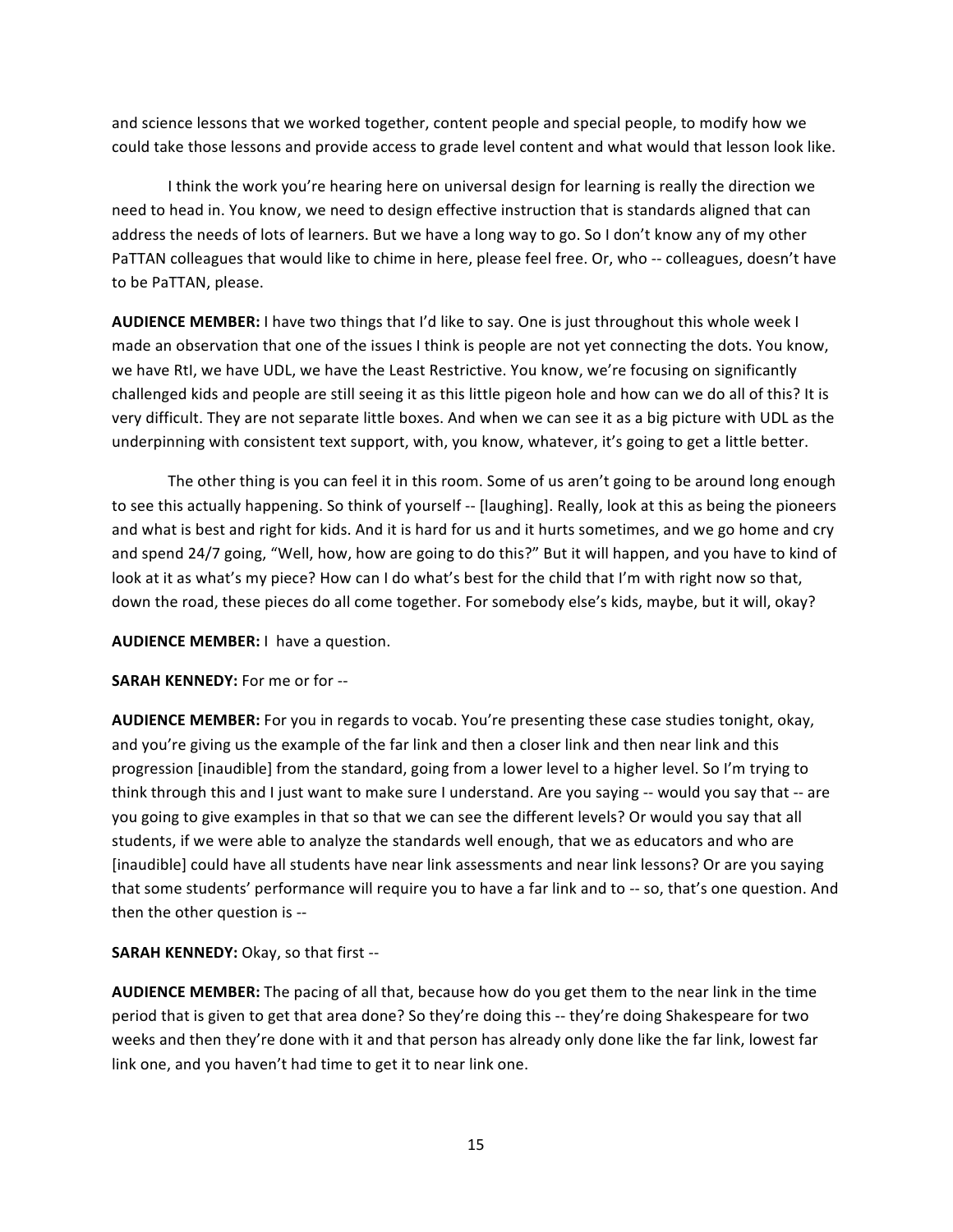and science lessons that we worked together, content people and special people, to modify how we could take those lessons and provide access to grade level content and what would that lesson look like.

I think the work you're hearing here on universal design for learning is really the direction we need to head in. You know, we need to design effective instruction that is standards aligned that can address the needs of lots of learners. But we have a long way to go. So I don't know any of my other PaTTAN colleagues that would like to chime in here, please feel free. Or, who -- colleagues, doesn't have to be PaTTAN, please.

**AUDIENCE MEMBER:** I have two things that I'd like to say. One is just throughout this whole week I made an observation that one of the issues I think is people are not yet connecting the dots. You know, we have RtI, we have UDL, we have the Least Restrictive. You know, we're focusing on significantly challenged kids and people are still seeing it as this little pigeon hole and how can we do all of this? It is very difficult. They are not separate little boxes. And when we can see it as a big picture with UDL as the underpinning with consistent text support, with, you know, whatever, it's going to get a little better.

The other thing is you can feel it in this room. Some of us aren't going to be around long enough to see this actually happening. So think of yourself -- [laughing]. Really, look at this as being the pioneers and what is best and right for kids. And it is hard for us and it hurts sometimes, and we go home and cry and spend 24/7 going, "Well, how, how are going to do this?" But it will happen, and you have to kind of look at it as what's my piece? How can I do what's best for the child that I'm with right now so that, down the road, these pieces do all come together. For somebody else's kids, maybe, but it will, okay?

**AUDIENCE MEMBER:** I have a question.

**SARAH KENNEDY:** For me or for --

**AUDIENCE MEMBER:** For you in regards to vocab. You're presenting these case studies tonight, okay, and you're giving us the example of the far link and then a closer link and then near link and this progression [inaudible] from the standard, going from a lower level to a higher level. So I'm trying to think through this and I just want to make sure I understand. Are you saying -- would you say that -- are you going to give examples in that so that we can see the different levels? Or would you say that all students, if we were able to analyze the standards well enough, that we as educators and who are [inaudible] could have all students have near link assessments and near link lessons? Or are you saying that some students' performance will require you to have a far link and to -- so, that's one question. And then the other question is --

**SARAH KENNEDY:** Okay, so that first --

**AUDIENCE MEMBER:** The pacing of all that, because how do you get them to the near link in the time period that is given to get that area done? So they're doing this -- they're doing Shakespeare for two weeks and then they're done with it and that person has already only done like the far link, lowest far link one, and you haven't had time to get it to near link one.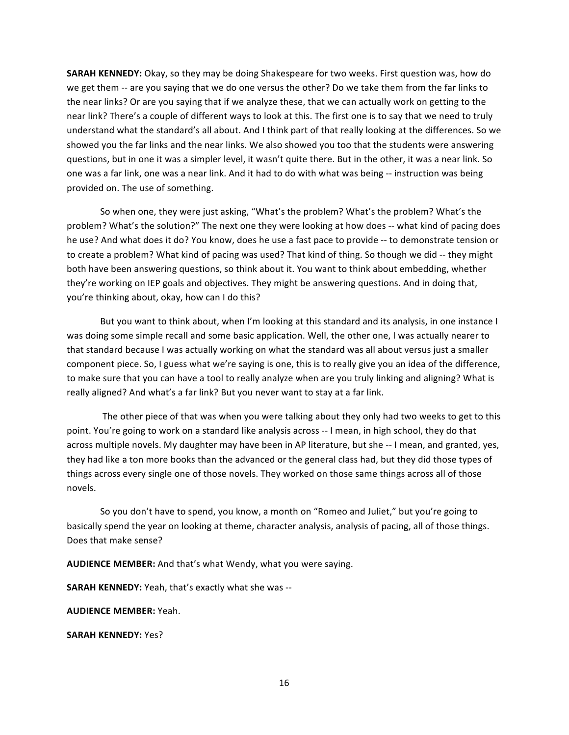**SARAH KENNEDY:** Okay, so they may be doing Shakespeare for two weeks. First question was, how do we get them -- are you saying that we do one versus the other? Do we take them from the far links to the near links? Or are you saying that if we analyze these, that we can actually work on getting to the near link? There's a couple of different ways to look at this. The first one is to say that we need to truly understand what the standard's all about. And I think part of that really looking at the differences. So we showed you the far links and the near links. We also showed you too that the students were answering questions, but in one it was a simpler level, it wasn't quite there. But in the other, it was a near link. So one was a far link, one was a near link. And it had to do with what was being -- instruction was being provided on. The use of something.

So when one, they were just asking, "What's the problem? What's the problem? What's the problem? What's the solution?" The next one they were looking at how does -- what kind of pacing does he use? And what does it do? You know, does he use a fast pace to provide -- to demonstrate tension or to create a problem? What kind of pacing was used? That kind of thing. So though we did -- they might both have been answering questions, so think about it. You want to think about embedding, whether they're working on IEP goals and objectives. They might be answering questions. And in doing that, you're thinking about, okay, how can I do this?

But you want to think about, when I'm looking at this standard and its analysis, in one instance I was doing some simple recall and some basic application. Well, the other one, I was actually nearer to that standard because I was actually working on what the standard was all about versus just a smaller component piece. So, I guess what we're saying is one, this is to really give you an idea of the difference, to make sure that you can have a tool to really analyze when are you truly linking and aligning? What is really aligned? And what's a far link? But you never want to stay at a far link.

The other piece of that was when you were talking about they only had two weeks to get to this point. You're going to work on a standard like analysis across -- I mean, in high school, they do that across multiple novels. My daughter may have been in AP literature, but she -- I mean, and granted, yes, they had like a ton more books than the advanced or the general class had, but they did those types of things across every single one of those novels. They worked on those same things across all of those novels.

So you don't have to spend, you know, a month on "Romeo and Juliet," but you're going to basically spend the year on looking at theme, character analysis, analysis of pacing, all of those things. Does that make sense?

**AUDIENCE MEMBER:** And that's what Wendy, what you were saying.

**SARAH KENNEDY:** Yeah, that's exactly what she was --

**AUDIENCE MEMBER:** Yeah.

**SARAH KENNEDY:** Yes?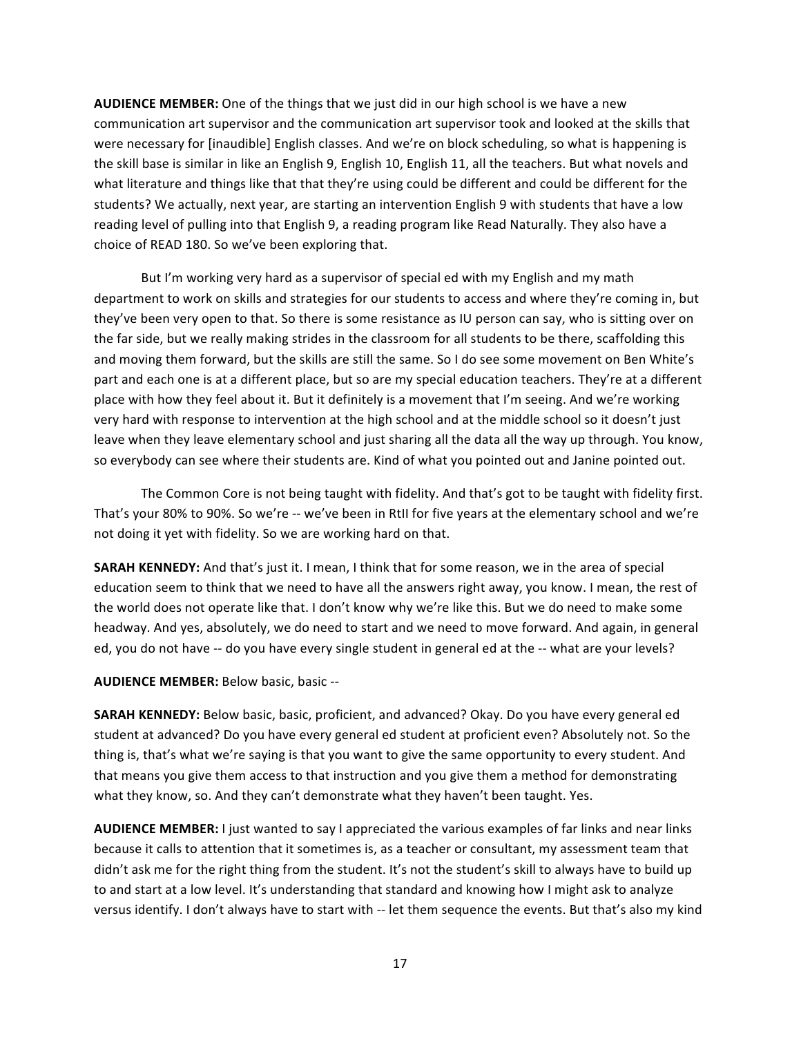**AUDIENCE MEMBER:** One of the things that we just did in our high school is we have a new communication art supervisor and the communication art supervisor took and looked at the skills that were necessary for [inaudible] English classes. And we're on block scheduling, so what is happening is the skill base is similar in like an English 9, English 10, English 11, all the teachers. But what novels and what literature and things like that that they're using could be different and could be different for the students? We actually, next year, are starting an intervention English 9 with students that have a low reading level of pulling into that English 9, a reading program like Read Naturally. They also have a choice of READ 180. So we've been exploring that.

But I'm working very hard as a supervisor of special ed with my English and my math department to work on skills and strategies for our students to access and where they're coming in, but they've been very open to that. So there is some resistance as IU person can say, who is sitting over on the far side, but we really making strides in the classroom for all students to be there, scaffolding this and moving them forward, but the skills are still the same. So I do see some movement on Ben White's part and each one is at a different place, but so are my special education teachers. They're at a different place with how they feel about it. But it definitely is a movement that I'm seeing. And we're working very hard with response to intervention at the high school and at the middle school so it doesn't just leave when they leave elementary school and just sharing all the data all the way up through. You know, so everybody can see where their students are. Kind of what you pointed out and Janine pointed out.

The Common Core is not being taught with fidelity. And that's got to be taught with fidelity first. That's your 80% to 90%. So we're -- we've been in RtII for five years at the elementary school and we're not doing it yet with fidelity. So we are working hard on that.

**SARAH KENNEDY:** And that's just it. I mean, I think that for some reason, we in the area of special education seem to think that we need to have all the answers right away, you know. I mean, the rest of the world does not operate like that. I don't know why we're like this. But we do need to make some headway. And yes, absolutely, we do need to start and we need to move forward. And again, in general ed, you do not have -- do you have every single student in general ed at the -- what are your levels?

**AUDIENCE MEMBER:** Below basic, basic --

**SARAH KENNEDY:** Below basic, basic, proficient, and advanced? Okay. Do you have every general ed student at advanced? Do you have every general ed student at proficient even? Absolutely not. So the thing is, that's what we're saying is that you want to give the same opportunity to every student. And that means you give them access to that instruction and you give them a method for demonstrating what they know, so. And they can't demonstrate what they haven't been taught. Yes.

**AUDIENCE MEMBER:** I just wanted to say I appreciated the various examples of far links and near links because it calls to attention that it sometimes is, as a teacher or consultant, my assessment team that didn't ask me for the right thing from the student. It's not the student's skill to always have to build up to and start at a low level. It's understanding that standard and knowing how I might ask to analyze versus identify. I don't always have to start with -- let them sequence the events. But that's also my kind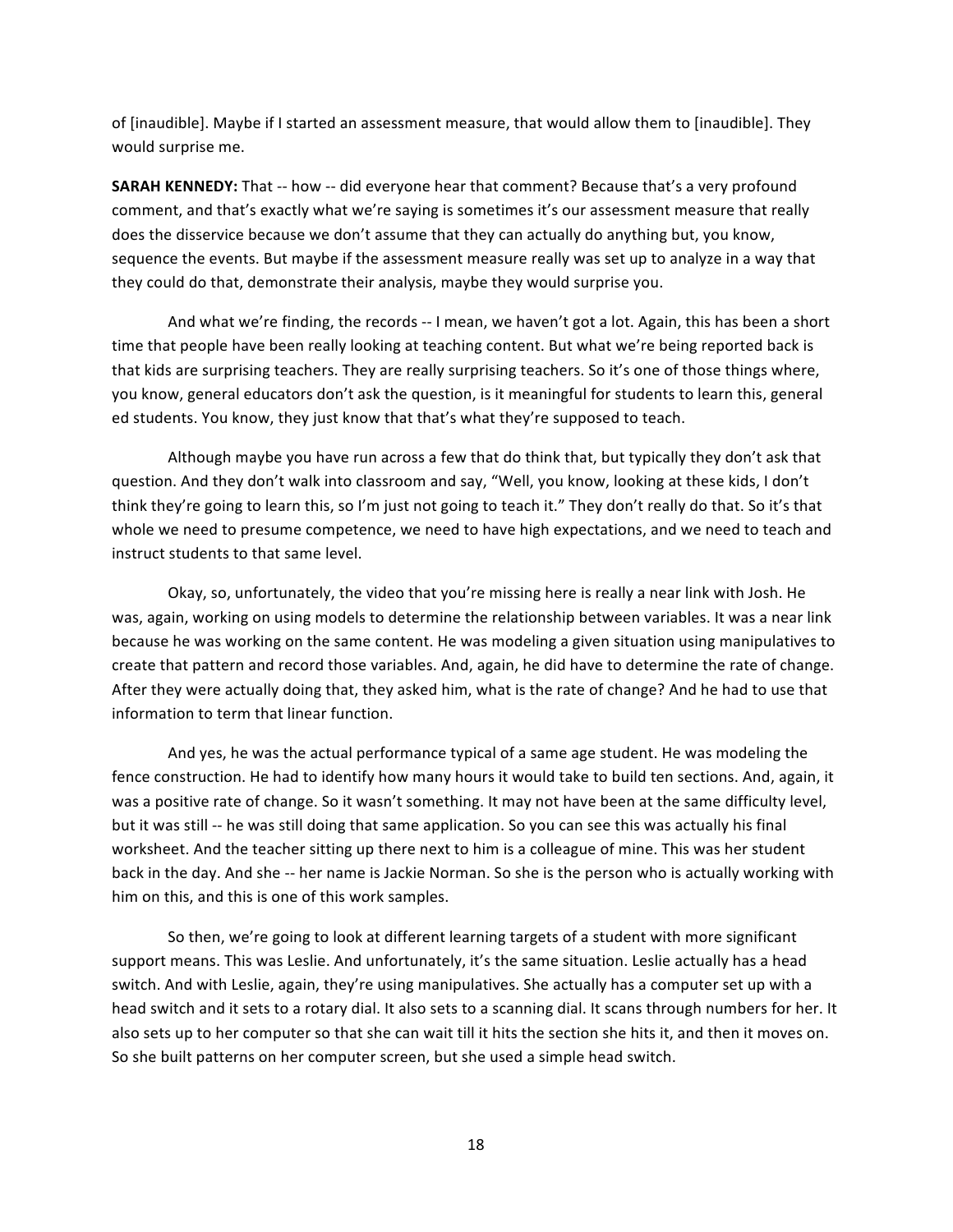of [inaudible]. Maybe if I started an assessment measure, that would allow them to [inaudible]. They would surprise me.

**SARAH KENNEDY:** That -- how -- did everyone hear that comment? Because that's a very profound comment, and that's exactly what we're saying is sometimes it's our assessment measure that really does the disservice because we don't assume that they can actually do anything but, you know, sequence the events. But maybe if the assessment measure really was set up to analyze in a way that they could do that, demonstrate their analysis, maybe they would surprise you.

And what we're finding, the records -- I mean, we haven't got a lot. Again, this has been a short time that people have been really looking at teaching content. But what we're being reported back is that kids are surprising teachers. They are really surprising teachers. So it's one of those things where, you know, general educators don't ask the question, is it meaningful for students to learn this, general ed students. You know, they just know that that's what they're supposed to teach.

Although maybe you have run across a few that do think that, but typically they don't ask that question. And they don't walk into classroom and say, "Well, you know, looking at these kids, I don't think they're going to learn this, so I'm just not going to teach it." They don't really do that. So it's that whole we need to presume competence, we need to have high expectations, and we need to teach and instruct students to that same level.

Okay, so, unfortunately, the video that you're missing here is really a near link with Josh. He was, again, working on using models to determine the relationship between variables. It was a near link because he was working on the same content. He was modeling a given situation using manipulatives to create that pattern and record those variables. And, again, he did have to determine the rate of change. After they were actually doing that, they asked him, what is the rate of change? And he had to use that information to term that linear function.

And yes, he was the actual performance typical of a same age student. He was modeling the fence construction. He had to identify how many hours it would take to build ten sections. And, again, it was a positive rate of change. So it wasn't something. It may not have been at the same difficulty level, but it was still -- he was still doing that same application. So you can see this was actually his final worksheet. And the teacher sitting up there next to him is a colleague of mine. This was her student back in the day. And she -- her name is Jackie Norman. So she is the person who is actually working with him on this, and this is one of this work samples.

So then, we're going to look at different learning targets of a student with more significant support means. This was Leslie. And unfortunately, it's the same situation. Leslie actually has a head switch. And with Leslie, again, they're using manipulatives. She actually has a computer set up with a head switch and it sets to a rotary dial. It also sets to a scanning dial. It scans through numbers for her. It also sets up to her computer so that she can wait till it hits the section she hits it, and then it moves on. So she built patterns on her computer screen, but she used a simple head switch.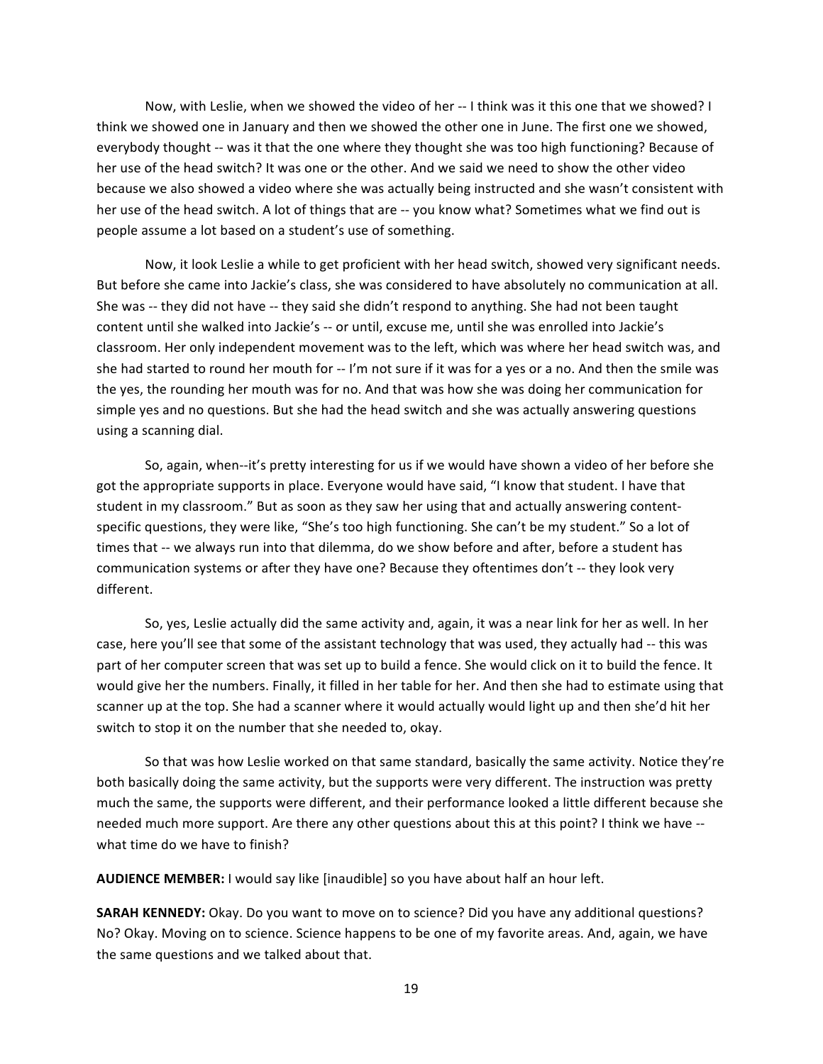Now, with Leslie, when we showed the video of her -- I think was it this one that we showed? I think we showed one in January and then we showed the other one in June. The first one we showed, everybody thought -- was it that the one where they thought she was too high functioning? Because of her use of the head switch? It was one or the other. And we said we need to show the other video because we also showed a video where she was actually being instructed and she wasn't consistent with her use of the head switch. A lot of things that are -- you know what? Sometimes what we find out is people assume a lot based on a student's use of something.

Now, it look Leslie a while to get proficient with her head switch, showed very significant needs. But before she came into Jackie's class, she was considered to have absolutely no communication at all. She was -- they did not have -- they said she didn't respond to anything. She had not been taught content until she walked into Jackie's -- or until, excuse me, until she was enrolled into Jackie's classroom. Her only independent movement was to the left, which was where her head switch was, and she had started to round her mouth for -- I'm not sure if it was for a yes or a no. And then the smile was the yes, the rounding her mouth was for no. And that was how she was doing her communication for simple yes and no questions. But she had the head switch and she was actually answering questions using a scanning dial.

So, again, when--it's pretty interesting for us if we would have shown a video of her before she got the appropriate supports in place. Everyone would have said, "I know that student. I have that student in my classroom." But as soon as they saw her using that and actually answering content-specific questions, they were like, "She's too high functioning. She can't be my student." So a lot of times that -- we always run into that dilemma, do we show before and after, before a student has communication systems or after they have one? Because they oftentimes don't -- they look very different.

So, yes, Leslie actually did the same activity and, again, it was a near link for her as well. In her case, here you'll see that some of the assistant technology that was used, they actually had -- this was part of her computer screen that was set up to build a fence. She would click on it to build the fence. It would give her the numbers. Finally, it filled in her table for her. And then she had to estimate using that scanner up at the top. She had a scanner where it would actually would light up and then she'd hit her switch to stop it on the number that she needed to, okay.

So that was how Leslie worked on that same standard, basically the same activity. Notice they're both basically doing the same activity, but the supports were very different. The instruction was pretty much the same, the supports were different, and their performance looked a little different because she needed much more support. Are there any other questions about this at this point? I think we have -- what time do we have to finish?

**AUDIENCE MEMBER:** I would say like [inaudible] so you have about half an hour left.

**SARAH KENNEDY:** Okay. Do you want to move on to science? Did you have any additional questions? No? Okay. Moving on to science. Science happens to be one of my favorite areas. And, again, we have the same questions and we talked about that.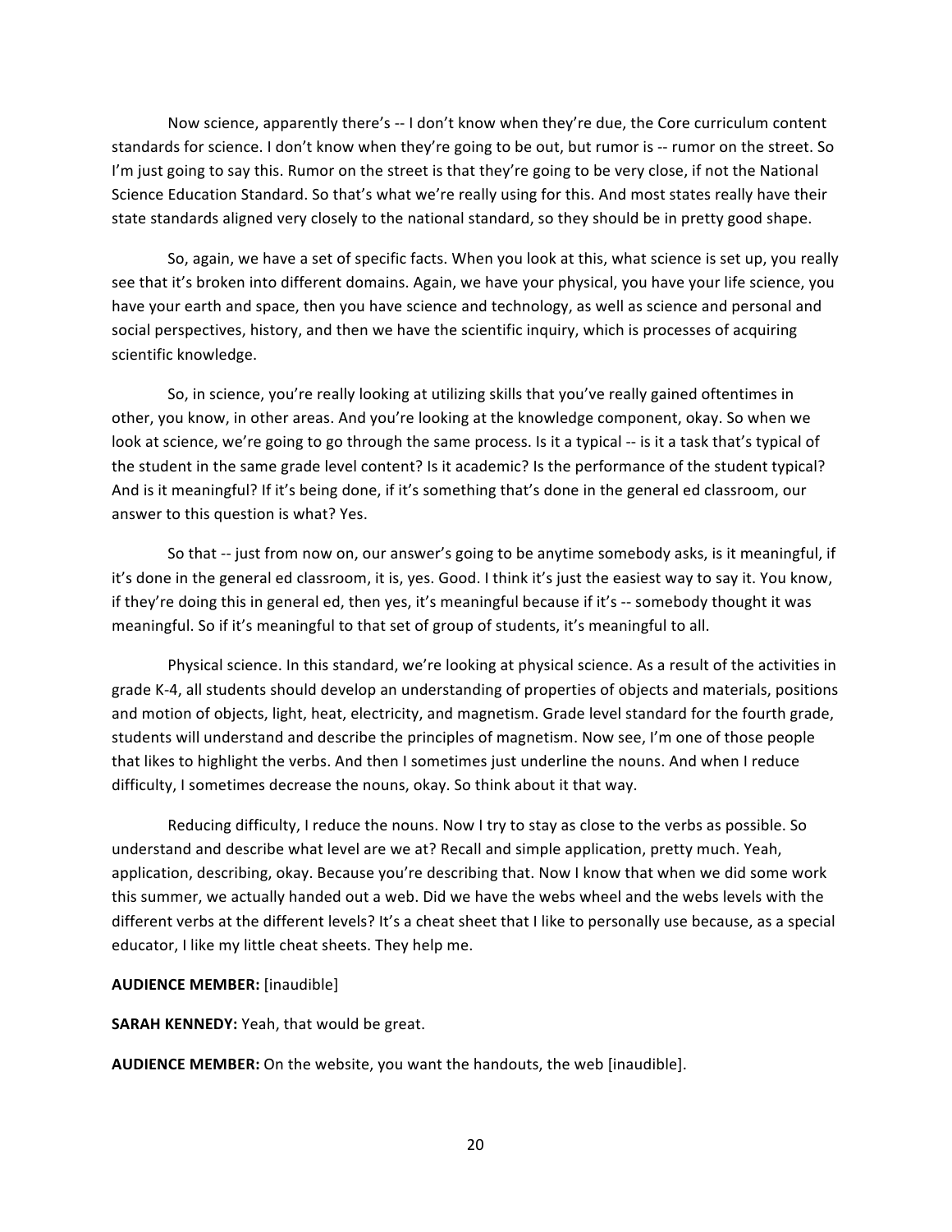Now science, apparently there's -- I don't know when they're due, the Core curriculum content standards for science. I don't know when they're going to be out, but rumor is -- rumor on the street. So I'm just going to say this. Rumor on the street is that they're going to be very close, if not the National Science Education Standard. So that's what we're really using for this. And most states really have their state standards aligned very closely to the national standard, so they should be in pretty good shape.

So, again, we have a set of specific facts. When you look at this, what science is set up, you really see that it's broken into different domains. Again, we have your physical, you have your life science, you have your earth and space, then you have science and technology, as well as science and personal and social perspectives, history, and then we have the scientific inquiry, which is processes of acquiring scientific knowledge.

So, in science, you're really looking at utilizing skills that you've really gained oftentimes in other, you know, in other areas. And you're looking at the knowledge component, okay. So when we look at science, we're going to go through the same process. Is it a typical -- is it a task that's typical of the student in the same grade level content? Is it academic? Is the performance of the student typical? And is it meaningful? If it's being done, if it's something that's done in the general ed classroom, our answer to this question is what? Yes.

So that -- just from now on, our answer's going to be anytime somebody asks, is it meaningful, if it's done in the general ed classroom, it is, yes. Good. I think it's just the easiest way to say it. You know, if they're doing this in general ed, then yes, it's meaningful because if it's -- somebody thought it was meaningful. So if it's meaningful to that set of group of students, it's meaningful to all.

Physical science. In this standard, we're looking at physical science. As a result of the activities in grade K-4, all students should develop an understanding of properties of objects and materials, positions and motion of objects, light, heat, electricity, and magnetism. Grade level standard for the fourth grade, students will understand and describe the principles of magnetism. Now see, I'm one of those people that likes to highlight the verbs. And then I sometimes just underline the nouns. And when I reduce difficulty, I sometimes decrease the nouns, okay. So think about it that way.

Reducing difficulty, I reduce the nouns. Now I try to stay as close to the verbs as possible. So understand and describe what level are we at? Recall and simple application, pretty much. Yeah, application, describing, okay. Because you're describing that. Now I know that when we did some work this summer, we actually handed out a web. Did we have the webs wheel and the webs levels with the different verbs at the different levels? It's a cheat sheet that I like to personally use because, as a special educator, I like my little cheat sheets. They help me.

**AUDIENCE MEMBER:** [inaudible]

**SARAH KENNEDY:** Yeah, that would be great.

**AUDIENCE MEMBER:** On the website, you want the handouts, the web [inaudible].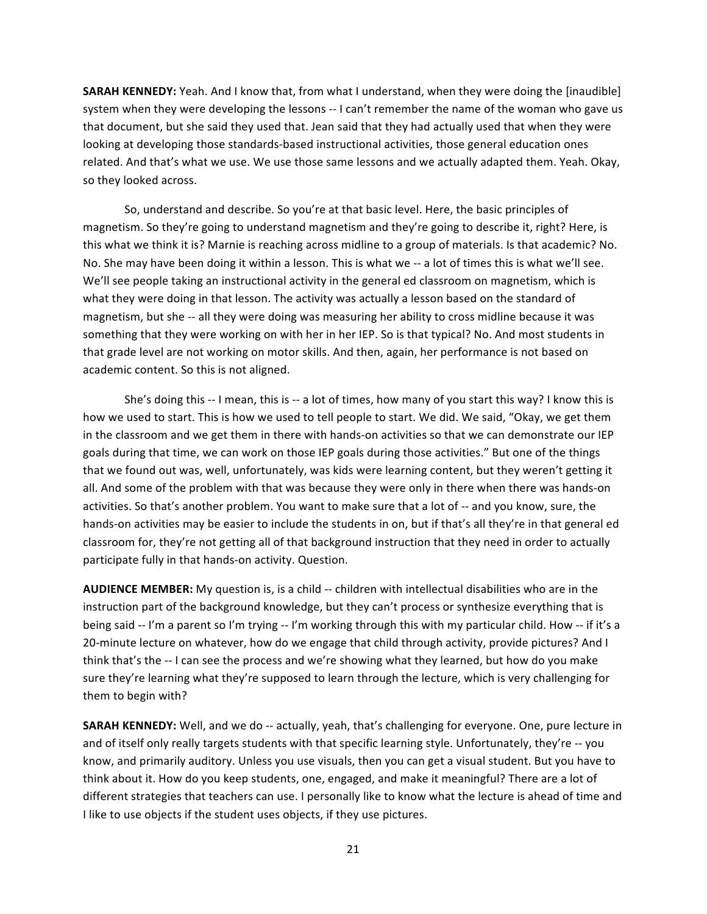**SARAH KENNEDY:** Yeah. And I know that, from what I understand, when they were doing the [inaudible] system when they were developing the lessons -- I can't remember the name of the woman who gave us that document, but she said they used that. Jean said that they had actually used that when they were looking at developing those standards-based instructional activities, those general education ones related. And that's what we use. We use those same lessons and we actually adapted them. Yeah. Okay, so they looked across.

So, understand and describe. So you're at that basic level. Here, the basic principles of magnetism. So they're going to understand magnetism and they're going to describe it, right? Here, is this what we think it is? Marnie is reaching across midline to a group of materials. Is that academic? No. No. She may have been doing it within a lesson. This is what we -- a lot of times this is what we'll see. We'll see people taking an instructional activity in the general ed classroom on magnetism, which is what they were doing in that lesson. The activity was actually a lesson based on the standard of magnetism, but she -- all they were doing was measuring her ability to cross midline because it was something that they were working on with her in her IEP. So is that typical? No. And most students in that grade level are not working on motor skills. And then, again, her performance is not based on academic content. So this is not aligned.

She's doing this -- I mean, this is -- a lot of times, how many of you start this way? I know this is how we used to start. This is how we used to tell people to start. We did. We said, "Okay, we get them in the classroom and we get them in there with hands-on activities so that we can demonstrate our IEP goals during that time, we can work on those IEP goals during those activities." But one of the things that we found out was, well, unfortunately, was kids were learning content, but they weren't getting it all. And some of the problem with that was because they were only in there when there was hands-on activities. So that's another problem. You want to make sure that a lot of -- and you know, sure, the hands-on activities may be easier to include the students in on, but if that's all they're in that general ed classroom for, they're not getting all of that background instruction that they need in order to actually participate fully in that hands-on activity. Question.

**AUDIENCE MEMBER:** My question is, is a child -- children with intellectual disabilities who are in the instruction part of the background knowledge, but they can't process or synthesize everything that is being said -- I'm a parent so I'm trying -- I'm working through this with my particular child. How -- if it's a 20-minute lecture on whatever, how do we engage that child through activity, provide pictures? And I think that's the -- I can see the process and we're showing what they learned, but how do you make sure they're learning what they're supposed to learn through the lecture, which is very challenging for them to begin with?

**SARAH KENNEDY:** Well, and we do -- actually, yeah, that's challenging for everyone. One, pure lecture in and of itself only really targets students with that specific learning style. Unfortunately, they're -- you know, and primarily auditory. Unless you use visuals, then you can get a visual student. But you have to think about it. How do you keep students, one, engaged, and make it meaningful? There are a lot of different strategies that teachers can use. I personally like to know what the lecture is ahead of time and I like to use objects if the student uses objects, if they use pictures.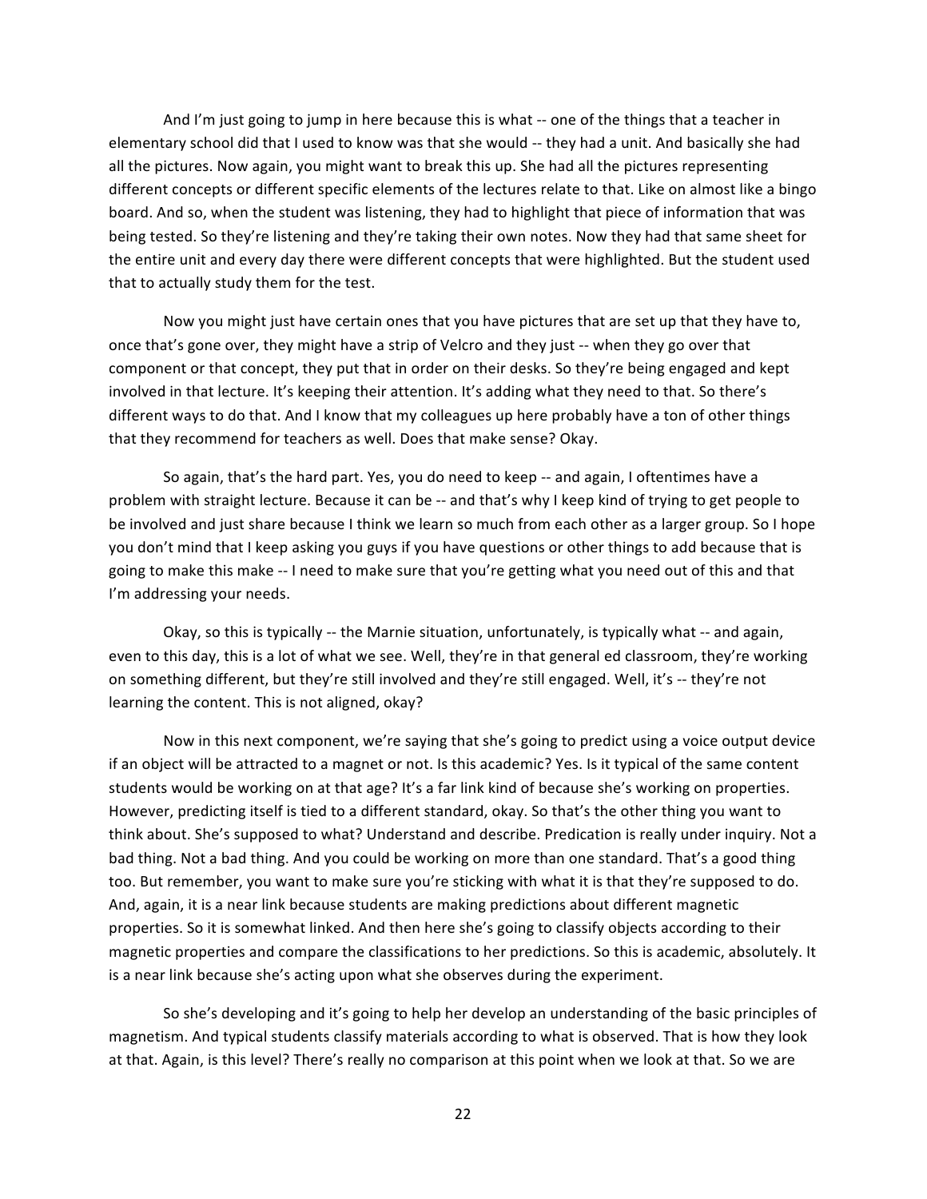And I'm just going to jump in here because this is what -- one of the things that a teacher in elementary school did that I used to know was that she would -- they had a unit. And basically she had all the pictures. Now again, you might want to break this up. She had all the pictures representing different concepts or different specific elements of the lectures relate to that. Like on almost like a bingo board. And so, when the student was listening, they had to highlight that piece of information that was being tested. So they're listening and they're taking their own notes. Now they had that same sheet for the entire unit and every day there were different concepts that were highlighted. But the student used that to actually study them for the test.

Now you might just have certain ones that you have pictures that are set up that they have to, once that's gone over, they might have a strip of Velcro and they just -- when they go over that component or that concept, they put that in order on their desks. So they're being engaged and kept involved in that lecture. It's keeping their attention. It's adding what they need to that. So there's different ways to do that. And I know that my colleagues up here probably have a ton of other things that they recommend for teachers as well. Does that make sense? Okay.

So again, that's the hard part. Yes, you do need to keep -- and again, I oftentimes have a problem with straight lecture. Because it can be -- and that's why I keep kind of trying to get people to be involved and just share because I think we learn so much from each other as a larger group. So I hope you don't mind that I keep asking you guys if you have questions or other things to add because that is going to make this make -- I need to make sure that you're getting what you need out of this and that I'm addressing your needs.

Okay, so this is typically -- the Marnie situation, unfortunately, is typically what -- and again, even to this day, this is a lot of what we see. Well, they're in that general ed classroom, they're working on something different, but they're still involved and they're still engaged. Well, it's -- they're not learning the content. This is not aligned, okay?

Now in this next component, we're saying that she's going to predict using a voice output device if an object will be attracted to a magnet or not. Is this academic? Yes. Is it typical of the same content students would be working on at that age? It's a far link kind of because she's working on properties. However, predicting itself is tied to a different standard, okay. So that's the other thing you want to think about. She's supposed to what? Understand and describe. Predication is really under inquiry. Not a bad thing. Not a bad thing. And you could be working on more than one standard. That's a good thing too. But remember, you want to make sure you're sticking with what it is that they're supposed to do. And, again, it is a near link because students are making predictions about different magnetic properties. So it is somewhat linked. And then here she's going to classify objects according to their magnetic properties and compare the classifications to her predictions. So this is academic, absolutely. It is a near link because she's acting upon what she observes during the experiment.

So she's developing and it's going to help her develop an understanding of the basic principles of magnetism. And typical students classify materials according to what is observed. That is how they look at that. Again, is this level? There's really no comparison at this point when we look at that. So we are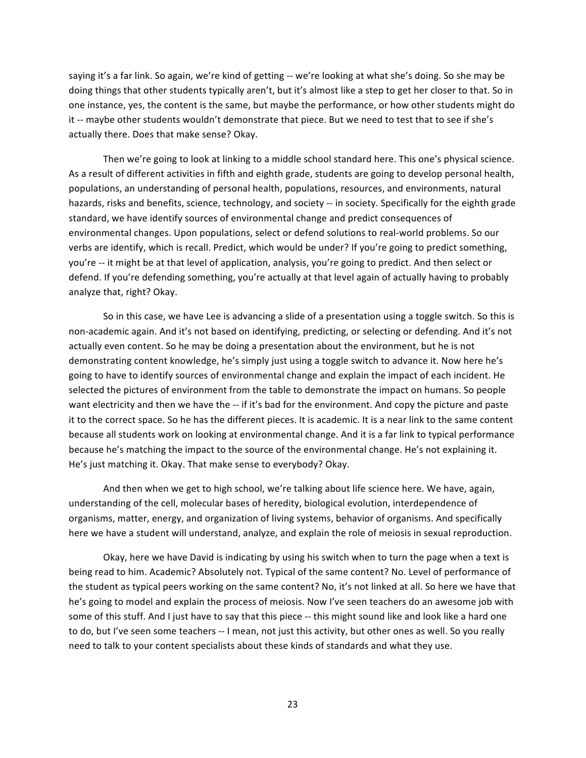saying it's a far link. So again, we're kind of getting -- we're looking at what she's doing. So she may be doing things that other students typically aren't, but it's almost like a step to get her closer to that. So in one instance, yes, the content is the same, but maybe the performance, or how other students might do it -- maybe other students wouldn't demonstrate that piece. But we need to test that to see if she's actually there. Does that make sense? Okay.

Then we're going to look at linking to a middle school standard here. This one's physical science. As a result of different activities in fifth and eighth grade, students are going to develop personal health, populations, an understanding of personal health, populations, resources, and environments, natural hazards, risks and benefits, science, technology, and society -- in society. Specifically for the eighth grade standard, we have identify sources of environmental change and predict consequences of environmental changes. Upon populations, select or defend solutions to real-world problems. So our verbs are identify, which is recall. Predict, which would be under? If you're going to predict something, you're -- it might be at that level of application, analysis, you're going to predict. And then select or defend. If you're defending something, you're actually at that level again of actually having to probably analyze that, right? Okay.

So in this case, we have Lee is advancing a slide of a presentation using a toggle switch. So this is non-academic again. And it's not based on identifying, predicting, or selecting or defending. And it's not actually even content. So he may be doing a presentation about the environment, but he is not demonstrating content knowledge, he's simply just using a toggle switch to advance it. Now here he's going to have to identify sources of environmental change and explain the impact of each incident. He selected the pictures of environment from the table to demonstrate the impact on humans. So people want electricity and then we have the -- if it's bad for the environment. And copy the picture and paste it to the correct space. So he has the different pieces. It is academic. It is a near link to the same content because all students work on looking at environmental change. And it is a far link to typical performance because he's matching the impact to the source of the environmental change. He's not explaining it. He's just matching it. Okay. That make sense to everybody? Okay.

And then when we get to high school, we're talking about life science here. We have, again, understanding of the cell, molecular bases of heredity, biological evolution, interdependence of organisms, matter, energy, and organization of living systems, behavior of organisms. And specifically here we have a student will understand, analyze, and explain the role of meiosis in sexual reproduction.

Okay, here we have David is indicating by using his switch when to turn the page when a text is being read to him. Academic? Absolutely not. Typical of the same content? No. Level of performance of the student as typical peers working on the same content? No, it's not linked at all. So here we have that he's going to model and explain the process of meiosis. Now I've seen teachers do an awesome job with some of this stuff. And I just have to say that this piece -- this might sound like and look like a hard one to do, but I've seen some teachers -- I mean, not just this activity, but other ones as well. So you really need to talk to your content specialists about these kinds of standards and what they use.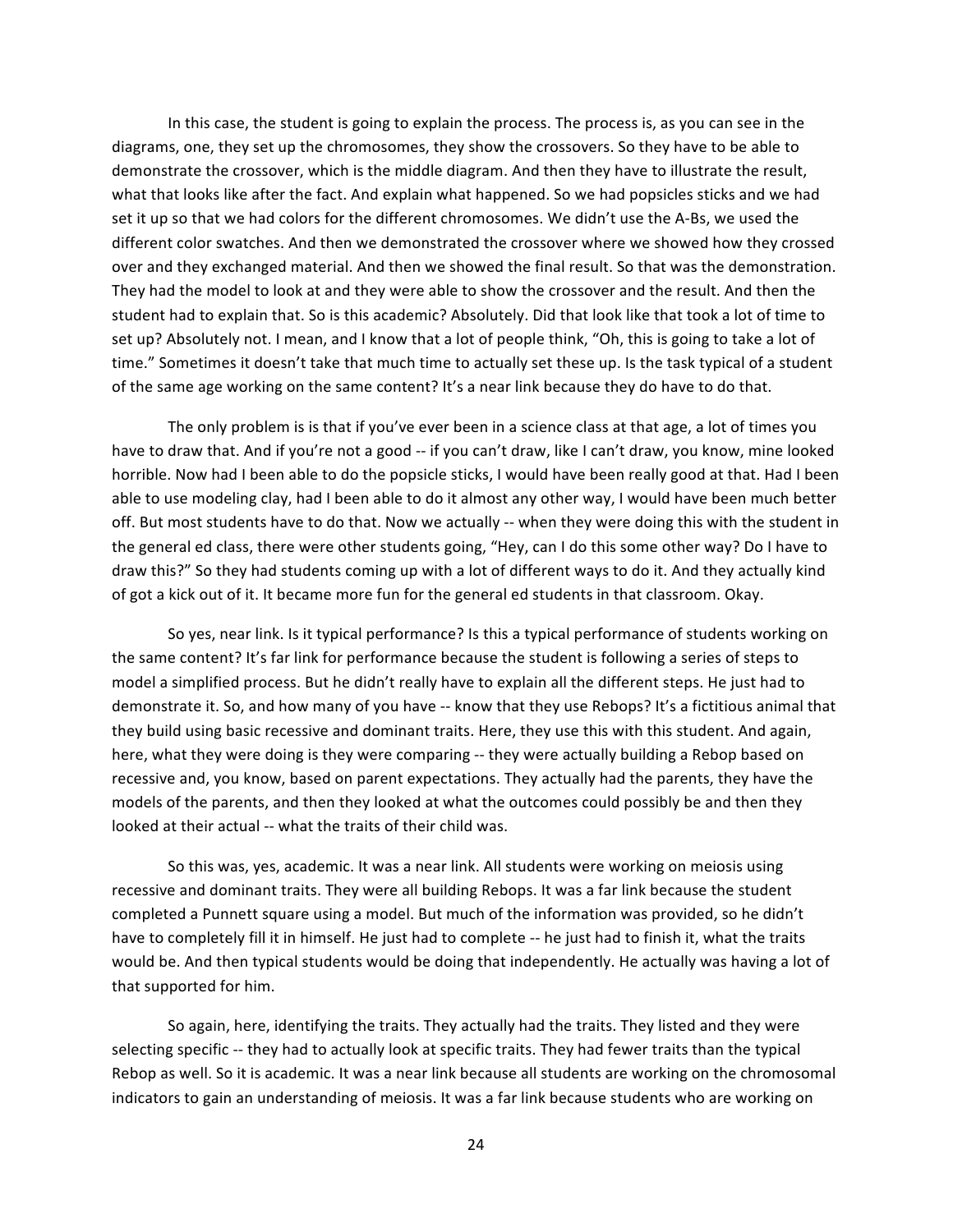In this case, the student is going to explain the process. The process is, as you can see in the diagrams, one, they set up the chromosomes, they show the crossovers. So they have to be able to demonstrate the crossover, which is the middle diagram. And then they have to illustrate the result, what that looks like after the fact. And explain what happened. So we had popsicles sticks and we had set it up so that we had colors for the different chromosomes. We didn't use the A-Bs, we used the different color swatches. And then we demonstrated the crossover where we showed how they crossed over and they exchanged material. And then we showed the final result. So that was the demonstration. They had the model to look at and they were able to show the crossover and the result. And then the student had to explain that. So is this academic? Absolutely. Did that look like that took a lot of time to set up? Absolutely not. I mean, and I know that a lot of people think, "Oh, this is going to take a lot of time." Sometimes it doesn't take that much time to actually set these up. Is the task typical of a student of the same age working on the same content? It's a near link because they do have to do that.

The only problem is is that if you've ever been in a science class at that age, a lot of times you have to draw that. And if you're not a good -- if you can't draw, like I can't draw, you know, mine looked horrible. Now had I been able to do the popsicle sticks, I would have been really good at that. Had I been able to use modeling clay, had I been able to do it almost any other way, I would have been much better off. But most students have to do that. Now we actually -- when they were doing this with the student in the general ed class, there were other students going, "Hey, can I do this some other way? Do I have to draw this?" So they had students coming up with a lot of different ways to do it. And they actually kind of got a kick out of it. It became more fun for the general ed students in that classroom. Okay.

So yes, near link. Is it typical performance? Is this a typical performance of students working on the same content? It's far link for performance because the student is following a series of steps to model a simplified process. But he didn't really have to explain all the different steps. He just had to demonstrate it. So, and how many of you have -- know that they use Rebops? It's a fictitious animal that they build using basic recessive and dominant traits. Here, they use this with this student. And again, here, what they were doing is they were comparing -- they were actually building a Rebop based on recessive and, you know, based on parent expectations. They actually had the parents, they have the models of the parents, and then they looked at what the outcomes could possibly be and then they looked at their actual -- what the traits of their child was.

So this was, yes, academic. It was a near link. All students were working on meiosis using recessive and dominant traits. They were all building Rebops. It was a far link because the student completed a Punnett square using a model. But much of the information was provided, so he didn't have to completely fill it in himself. He just had to complete -- he just had to finish it, what the traits would be. And then typical students would be doing that independently. He actually was having a lot of that supported for him.

So again, here, identifying the traits. They actually had the traits. They listed and they were selecting specific -- they had to actually look at specific traits. They had fewer traits than the typical Rebop as well. So it is academic. It was a near link because all students are working on the chromosomal indicators to gain an understanding of meiosis. It was a far link because students who are working on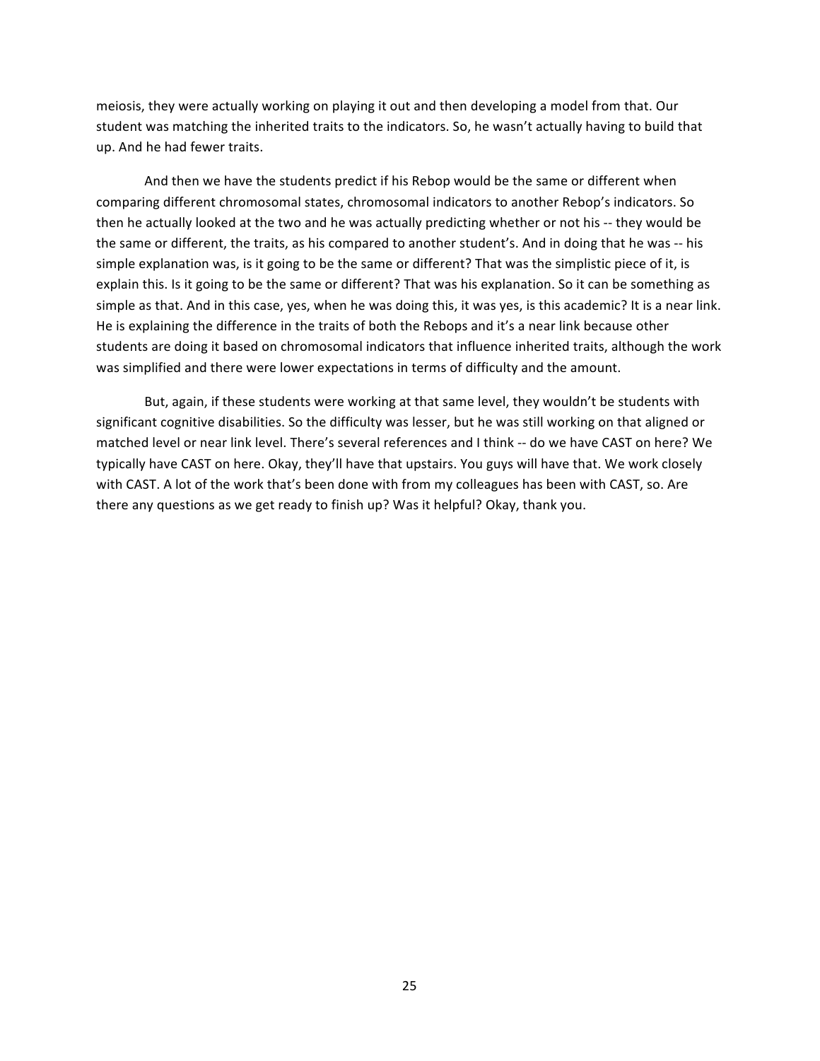meiosis, they were actually working on playing it out and then developing a model from that. Our student was matching the inherited traits to the indicators. So, he wasn't actually having to build that up. And he had fewer traits.

And then we have the students predict if his Rebop would be the same or different when comparing different chromosomal states, chromosomal indicators to another Rebop's indicators. So then he actually looked at the two and he was actually predicting whether or not his -- they would be the same or different, the traits, as his compared to another student's. And in doing that he was -- his simple explanation was, is it going to be the same or different? That was the simplistic piece of it, is explain this. Is it going to be the same or different? That was his explanation. So it can be something as simple as that. And in this case, yes, when he was doing this, it was yes, is this academic? It is a near link. He is explaining the difference in the traits of both the Rebops and it's a near link because other students are doing it based on chromosomal indicators that influence inherited traits, although the work was simplified and there were lower expectations in terms of difficulty and the amount.

But, again, if these students were working at that same level, they wouldn't be students with significant cognitive disabilities. So the difficulty was lesser, but he was still working on that aligned or matched level or near link level. There's several references and I think -- do we have CAST on here? We typically have CAST on here. Okay, they'll have that upstairs. You guys will have that. We work closely with CAST. A lot of the work that's been done with from my colleagues has been with CAST, so. Are there any questions as we get ready to finish up? Was it helpful? Okay, thank you.